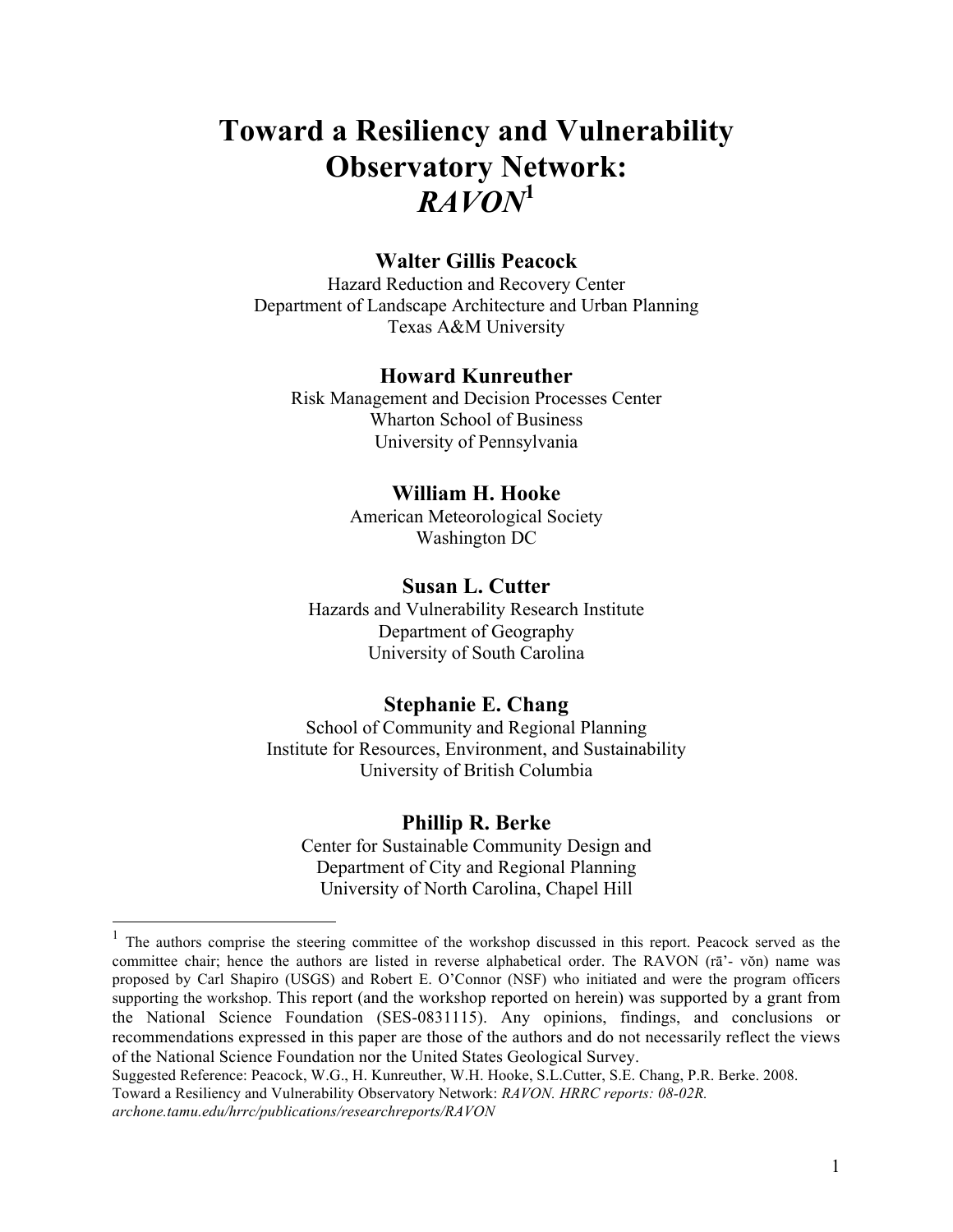# Toward a Resiliency and Vulnerability Observatory Network: *RAVON*[1]

**Walter Gillis Peacock**
Hazard Reduction and Recovery Center
Department of Landscape Architecture and Urban Planning
Texas A&M University

**Howard Kunreuther**
Risk Management and Decision Processes Center
Wharton School of Business
University of Pennsylvania

**William H. Hooke**
American Meteorological Society
Washington DC

**Susan L. Cutter**
Hazards and Vulnerability Research Institute
Department of Geography
University of South Carolina

**Stephanie E. Chang**
School of Community and Regional Planning
Institute for Resources, Environment, and Sustainability
University of British Columbia

**Phillip R. Berke**
Center for Sustainable Community Design and
Department of City and Regional Planning
University of North Carolina, Chapel Hill

---

[1] The authors comprise the steering committee of the workshop discussed in this report. Peacock served as the committee chair; hence the authors are listed in reverse alphabetical order. The RAVON (rā'- vŏn) name was proposed by Carl Shapiro (USGS) and Robert E. O'Connor (NSF) who initiated and were the program officers supporting the workshop. This report (and the workshop reported on herein) was supported by a grant from the National Science Foundation (SES-0831115). Any opinions, findings, and conclusions or recommendations expressed in this paper are those of the authors and do not necessarily reflect the views of the National Science Foundation nor the United States Geological Survey.

Suggested Reference: Peacock, W.G., H. Kunreuther, W.H. Hooke, S.L.Cutter, S.E. Chang, P.R. Berke. 2008. Toward a Resiliency and Vulnerability Observatory Network: *RAVON. HRRC reports: 08-02R. archone.tamu.edu/hrrc/publications/researchreports/RAVON*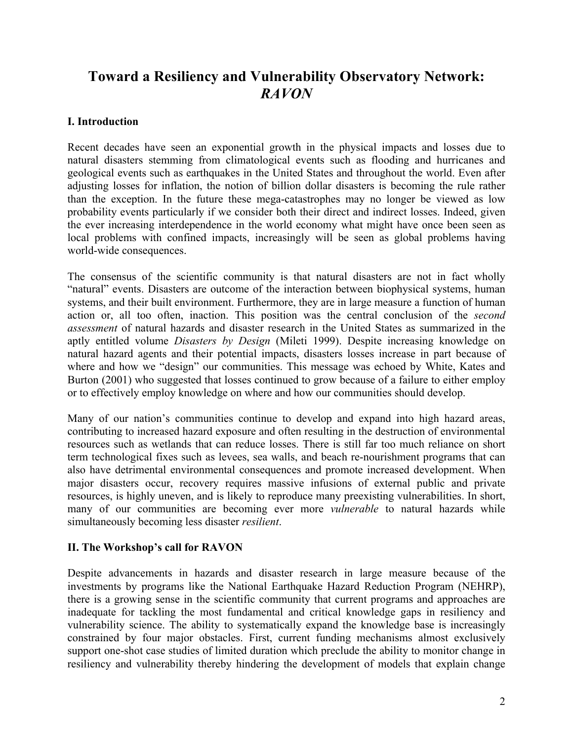# Toward a Resiliency and Vulnerability Observatory Network: *RAVON*

## I. Introduction

Recent decades have seen an exponential growth in the physical impacts and losses due to natural disasters stemming from climatological events such as flooding and hurricanes and geological events such as earthquakes in the United States and throughout the world. Even after adjusting losses for inflation, the notion of billion dollar disasters is becoming the rule rather than the exception. In the future these mega-catastrophes may no longer be viewed as low probability events particularly if we consider both their direct and indirect losses. Indeed, given the ever increasing interdependence in the world economy what might have once been seen as local problems with confined impacts, increasingly will be seen as global problems having world-wide consequences.

The consensus of the scientific community is that natural disasters are not in fact wholly "natural" events. Disasters are outcome of the interaction between biophysical systems, human systems, and their built environment. Furthermore, they are in large measure a function of human action or, all too often, inaction. This position was the central conclusion of the *second assessment* of natural hazards and disaster research in the United States as summarized in the aptly entitled volume *Disasters by Design* (Mileti 1999). Despite increasing knowledge on natural hazard agents and their potential impacts, disasters losses increase in part because of where and how we "design" our communities. This message was echoed by White, Kates and Burton (2001) who suggested that losses continued to grow because of a failure to either employ or to effectively employ knowledge on where and how our communities should develop.

Many of our nation's communities continue to develop and expand into high hazard areas, contributing to increased hazard exposure and often resulting in the destruction of environmental resources such as wetlands that can reduce losses. There is still far too much reliance on short term technological fixes such as levees, sea walls, and beach re-nourishment programs that can also have detrimental environmental consequences and promote increased development. When major disasters occur, recovery requires massive infusions of external public and private resources, is highly uneven, and is likely to reproduce many preexisting vulnerabilities. In short, many of our communities are becoming ever more *vulnerable* to natural hazards while simultaneously becoming less disaster *resilient*.

## II. The Workshop's call for RAVON

Despite advancements in hazards and disaster research in large measure because of the investments by programs like the National Earthquake Hazard Reduction Program (NEHRP), there is a growing sense in the scientific community that current programs and approaches are inadequate for tackling the most fundamental and critical knowledge gaps in resiliency and vulnerability science. The ability to systematically expand the knowledge base is increasingly constrained by four major obstacles. First, current funding mechanisms almost exclusively support one-shot case studies of limited duration which preclude the ability to monitor change in resiliency and vulnerability thereby hindering the development of models that explain change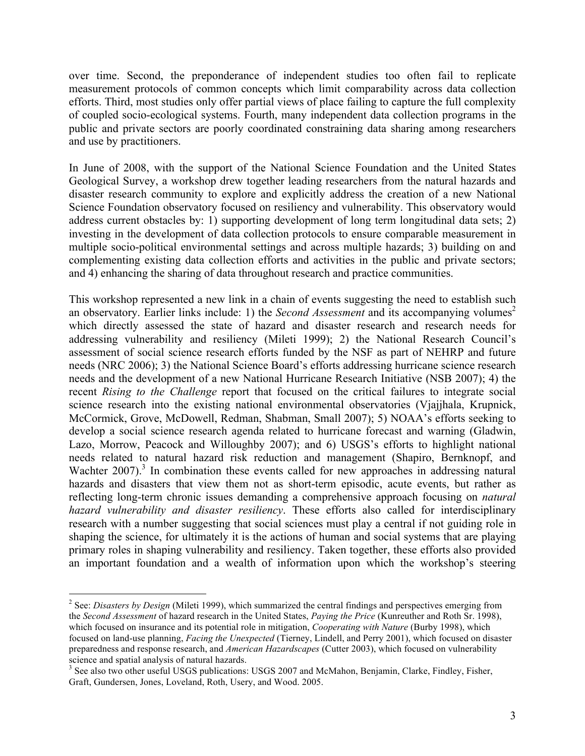over time. Second, the preponderance of independent studies too often fail to replicate measurement protocols of common concepts which limit comparability across data collection efforts. Third, most studies only offer partial views of place failing to capture the full complexity of coupled socio-ecological systems. Fourth, many independent data collection programs in the public and private sectors are poorly coordinated constraining data sharing among researchers and use by practitioners.

In June of 2008, with the support of the National Science Foundation and the United States Geological Survey, a workshop drew together leading researchers from the natural hazards and disaster research community to explore and explicitly address the creation of a new National Science Foundation observatory focused on resiliency and vulnerability. This observatory would address current obstacles by: 1) supporting development of long term longitudinal data sets; 2) investing in the development of data collection protocols to ensure comparable measurement in multiple socio-political environmental settings and across multiple hazards; 3) building on and complementing existing data collection efforts and activities in the public and private sectors; and 4) enhancing the sharing of data throughout research and practice communities.

This workshop represented a new link in a chain of events suggesting the need to establish such an observatory. Earlier links include: 1) the *Second Assessment* and its accompanying volumes[2] which directly assessed the state of hazard and disaster research and research needs for addressing vulnerability and resiliency (Mileti 1999); 2) the National Research Council's assessment of social science research efforts funded by the NSF as part of NEHRP and future needs (NRC 2006); 3) the National Science Board's efforts addressing hurricane science research needs and the development of a new National Hurricane Research Initiative (NSB 2007); 4) the recent *Rising to the Challenge* report that focused on the critical failures to integrate social science research into the existing national environmental observatories (Vjajjhala, Krupnick, McCormick, Grove, McDowell, Redman, Shabman, Small 2007); 5) NOAA's efforts seeking to develop a social science research agenda related to hurricane forecast and warning (Gladwin, Lazo, Morrow, Peacock and Willoughby 2007); and 6) USGS's efforts to highlight national needs related to natural hazard risk reduction and management (Shapiro, Bernknopf, and Wachter 2007).[3] In combination these events called for new approaches in addressing natural hazards and disasters that view them not as short-term episodic, acute events, but rather as reflecting long-term chronic issues demanding a comprehensive approach focusing on *natural hazard vulnerability and disaster resiliency*. These efforts also called for interdisciplinary research with a number suggesting that social sciences must play a central if not guiding role in shaping the science, for ultimately it is the actions of human and social systems that are playing primary roles in shaping vulnerability and resiliency. Taken together, these efforts also provided an important foundation and a wealth of information upon which the workshop's steering

---

[2] See: *Disasters by Design* (Mileti 1999), which summarized the central findings and perspectives emerging from the *Second Assessment* of hazard research in the United States, *Paying the Price* (Kunreuther and Roth Sr. 1998), which focused on insurance and its potential role in mitigation, *Cooperating with Nature* (Burby 1998), which focused on land-use planning, *Facing the Unexpected* (Tierney, Lindell, and Perry 2001), which focused on disaster preparedness and response research, and *American Hazardscapes* (Cutter 2003), which focused on vulnerability science and spatial analysis of natural hazards.

[3] See also two other useful USGS publications: USGS 2007 and McMahon, Benjamin, Clarke, Findley, Fisher, Graft, Gundersen, Jones, Loveland, Roth, Usery, and Wood. 2005.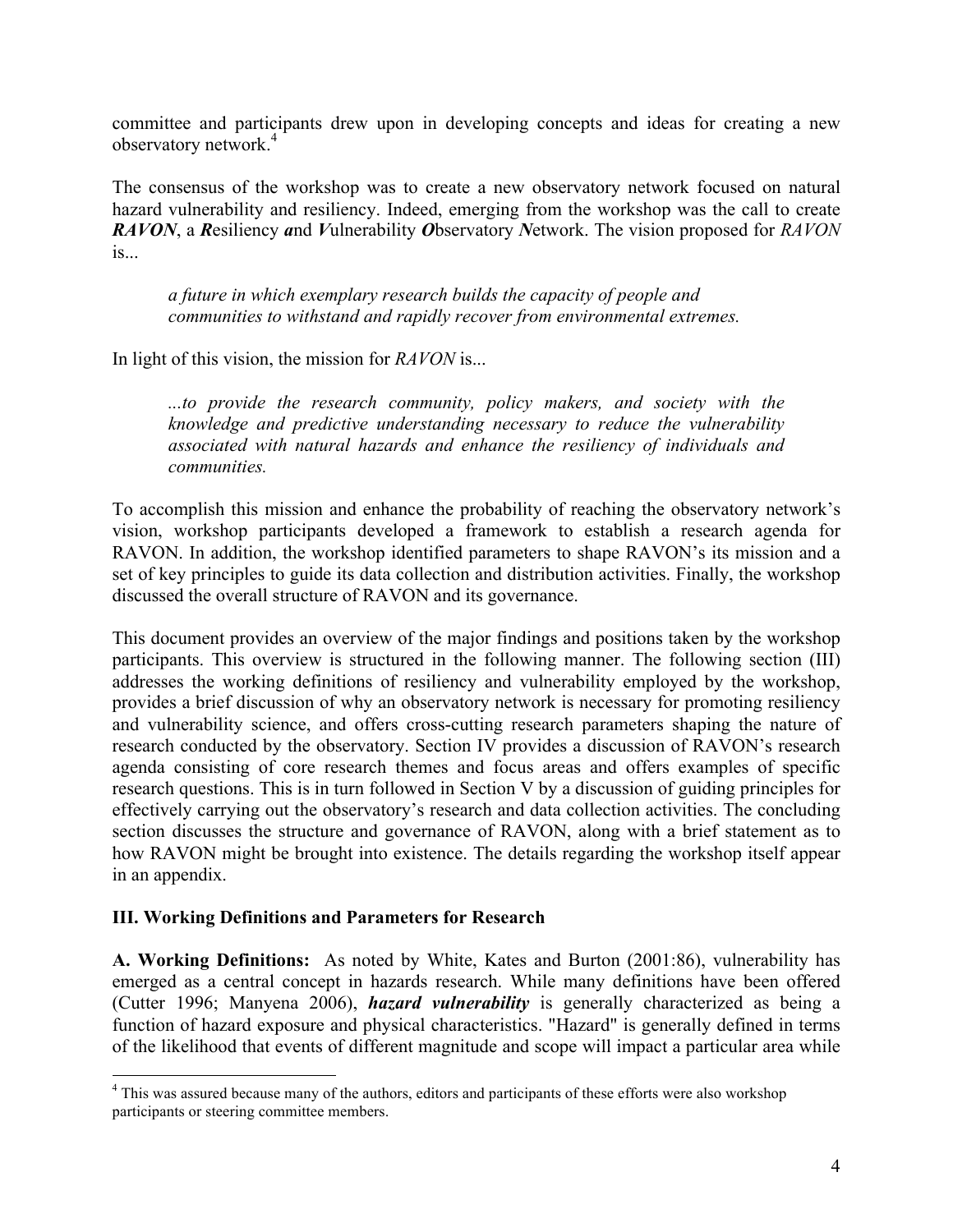committee and participants drew upon in developing concepts and ideas for creating a new observatory network.[4]

The consensus of the workshop was to create a new observatory network focused on natural hazard vulnerability and resiliency. Indeed, emerging from the workshop was the call to create ***RAVON***, a ***R***esiliency ***a***nd ***V***ulnerability ***O***bservatory ***N***etwork. The vision proposed for *RAVON* is...

> *a future in which exemplary research builds the capacity of people and communities to withstand and rapidly recover from environmental extremes.*

In light of this vision, the mission for *RAVON* is...

> *...to provide the research community, policy makers, and society with the knowledge and predictive understanding necessary to reduce the vulnerability associated with natural hazards and enhance the resiliency of individuals and communities.*

To accomplish this mission and enhance the probability of reaching the observatory network's vision, workshop participants developed a framework to establish a research agenda for RAVON. In addition, the workshop identified parameters to shape RAVON's its mission and a set of key principles to guide its data collection and distribution activities. Finally, the workshop discussed the overall structure of RAVON and its governance.

This document provides an overview of the major findings and positions taken by the workshop participants. This overview is structured in the following manner. The following section (III) addresses the working definitions of resiliency and vulnerability employed by the workshop, provides a brief discussion of why an observatory network is necessary for promoting resiliency and vulnerability science, and offers cross-cutting research parameters shaping the nature of research conducted by the observatory. Section IV provides a discussion of RAVON's research agenda consisting of core research themes and focus areas and offers examples of specific research questions. This is in turn followed in Section V by a discussion of guiding principles for effectively carrying out the observatory's research and data collection activities. The concluding section discusses the structure and governance of RAVON, along with a brief statement as to how RAVON might be brought into existence. The details regarding the workshop itself appear in an appendix.

## III. Working Definitions and Parameters for Research

**A. Working Definitions:** As noted by White, Kates and Burton (2001:86), vulnerability has emerged as a central concept in hazards research. While many definitions have been offered (Cutter 1996; Manyena 2006), ***hazard vulnerability*** is generally characterized as being a function of hazard exposure and physical characteristics. "Hazard" is generally defined in terms of the likelihood that events of different magnitude and scope will impact a particular area while

[4] This was assured because many of the authors, editors and participants of these efforts were also workshop participants or steering committee members.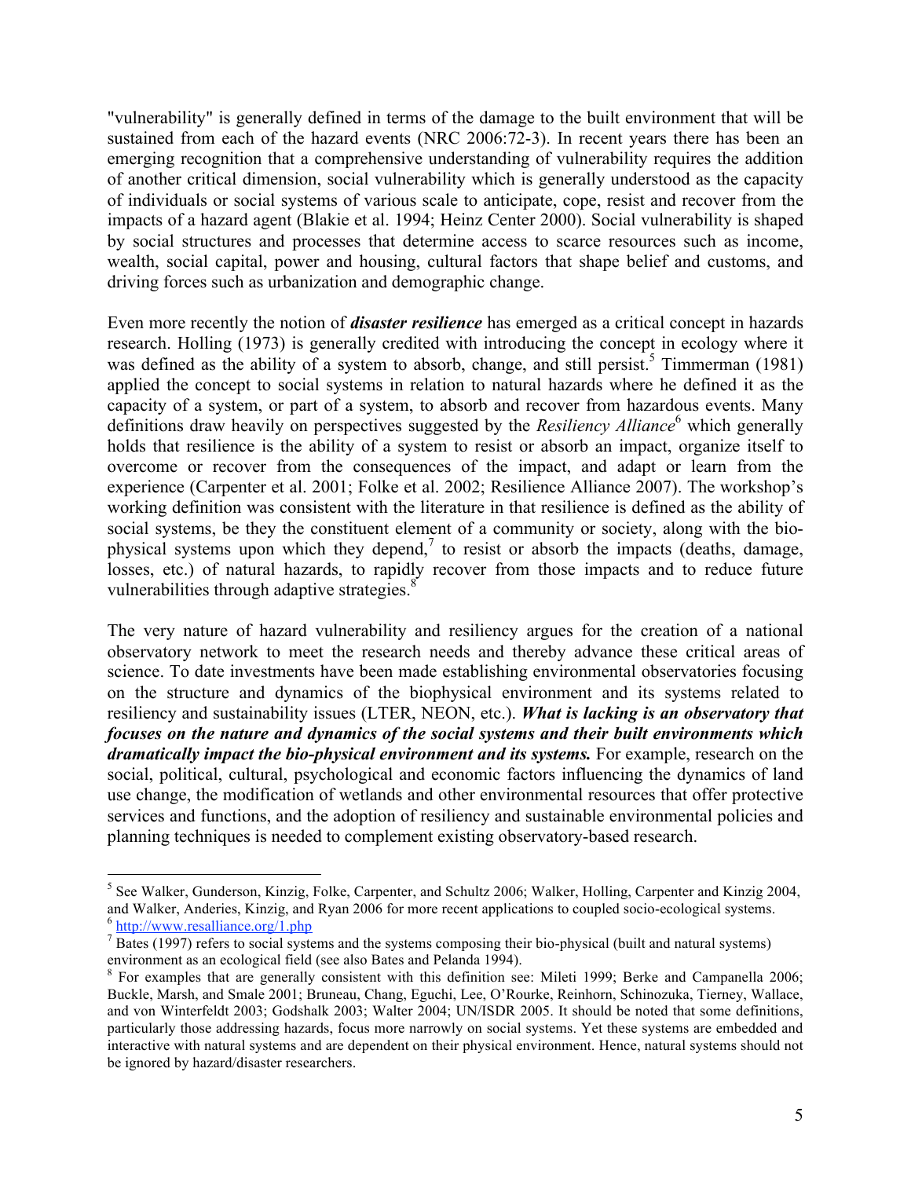"vulnerability" is generally defined in terms of the damage to the built environment that will be sustained from each of the hazard events (NRC 2006:72-3). In recent years there has been an emerging recognition that a comprehensive understanding of vulnerability requires the addition of another critical dimension, social vulnerability which is generally understood as the capacity of individuals or social systems of various scale to anticipate, cope, resist and recover from the impacts of a hazard agent (Blakie et al. 1994; Heinz Center 2000). Social vulnerability is shaped by social structures and processes that determine access to scarce resources such as income, wealth, social capital, power and housing, cultural factors that shape belief and customs, and driving forces such as urbanization and demographic change.

Even more recently the notion of ***disaster resilience*** has emerged as a critical concept in hazards research. Holling (1973) is generally credited with introducing the concept in ecology where it was defined as the ability of a system to absorb, change, and still persist.[5] Timmerman (1981) applied the concept to social systems in relation to natural hazards where he defined it as the capacity of a system, or part of a system, to absorb and recover from hazardous events. Many definitions draw heavily on perspectives suggested by the *Resiliency Alliance*[6] which generally holds that resilience is the ability of a system to resist or absorb an impact, organize itself to overcome or recover from the consequences of the impact, and adapt or learn from the experience (Carpenter et al. 2001; Folke et al. 2002; Resilience Alliance 2007). The workshop's working definition was consistent with the literature in that resilience is defined as the ability of social systems, be they the constituent element of a community or society, along with the bio-physical systems upon which they depend,[7] to resist or absorb the impacts (deaths, damage, losses, etc.) of natural hazards, to rapidly recover from those impacts and to reduce future vulnerabilities through adaptive strategies.[8]

The very nature of hazard vulnerability and resiliency argues for the creation of a national observatory network to meet the research needs and thereby advance these critical areas of science. To date investments have been made establishing environmental observatories focusing on the structure and dynamics of the biophysical environment and its systems related to resiliency and sustainability issues (LTER, NEON, etc.). ***What is lacking is an observatory that focuses on the nature and dynamics of the social systems and their built environments which dramatically impact the bio-physical environment and its systems.*** For example, research on the social, political, cultural, psychological and economic factors influencing the dynamics of land use change, the modification of wetlands and other environmental resources that offer protective services and functions, and the adoption of resiliency and sustainable environmental policies and planning techniques is needed to complement existing observatory-based research.

---

[5] See Walker, Gunderson, Kinzig, Folke, Carpenter, and Schultz 2006; Walker, Holling, Carpenter and Kinzig 2004, and Walker, Anderies, Kinzig, and Ryan 2006 for more recent applications to coupled socio-ecological systems.

[6] http://www.resalliance.org/1.php

[7] Bates (1997) refers to social systems and the systems composing their bio-physical (built and natural systems) environment as an ecological field (see also Bates and Pelanda 1994).

[8] For examples that are generally consistent with this definition see: Mileti 1999; Berke and Campanella 2006; Buckle, Marsh, and Smale 2001; Bruneau, Chang, Eguchi, Lee, O'Rourke, Reinhorn, Schinozuka, Tierney, Wallace, and von Winterfeldt 2003; Godshalk 2003; Walter 2004; UN/ISDR 2005. It should be noted that some definitions, particularly those addressing hazards, focus more narrowly on social systems. Yet these systems are embedded and interactive with natural systems and are dependent on their physical environment. Hence, natural systems should not be ignored by hazard/disaster researchers.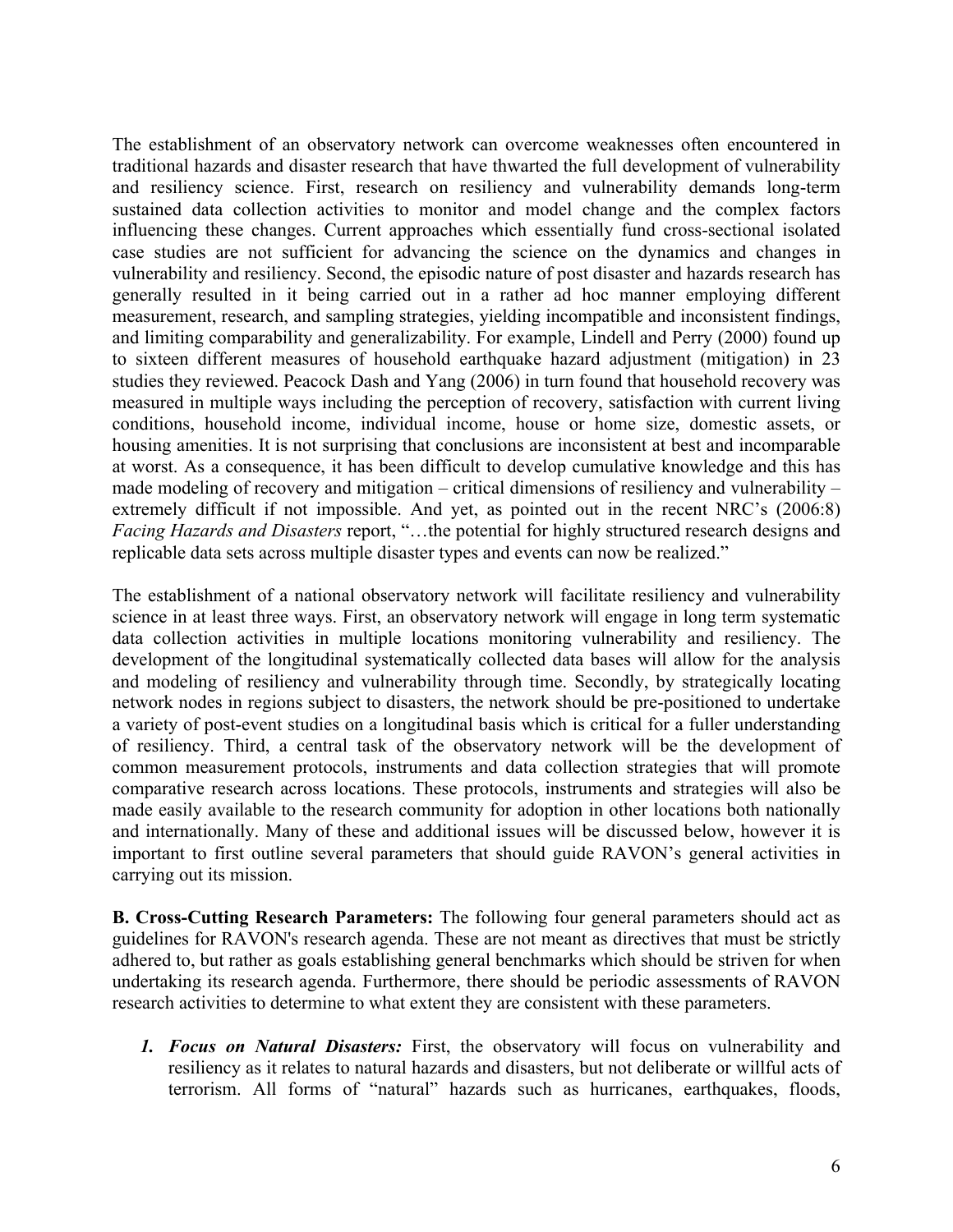The establishment of an observatory network can overcome weaknesses often encountered in traditional hazards and disaster research that have thwarted the full development of vulnerability and resiliency science. First, research on resiliency and vulnerability demands long-term sustained data collection activities to monitor and model change and the complex factors influencing these changes. Current approaches which essentially fund cross-sectional isolated case studies are not sufficient for advancing the science on the dynamics and changes in vulnerability and resiliency. Second, the episodic nature of post disaster and hazards research has generally resulted in it being carried out in a rather ad hoc manner employing different measurement, research, and sampling strategies, yielding incompatible and inconsistent findings, and limiting comparability and generalizability. For example, Lindell and Perry (2000) found up to sixteen different measures of household earthquake hazard adjustment (mitigation) in 23 studies they reviewed. Peacock Dash and Yang (2006) in turn found that household recovery was measured in multiple ways including the perception of recovery, satisfaction with current living conditions, household income, individual income, house or home size, domestic assets, or housing amenities. It is not surprising that conclusions are inconsistent at best and incomparable at worst. As a consequence, it has been difficult to develop cumulative knowledge and this has made modeling of recovery and mitigation – critical dimensions of resiliency and vulnerability – extremely difficult if not impossible. And yet, as pointed out in the recent NRC's (2006:8) *Facing Hazards and Disasters* report, "…the potential for highly structured research designs and replicable data sets across multiple disaster types and events can now be realized."

The establishment of a national observatory network will facilitate resiliency and vulnerability science in at least three ways. First, an observatory network will engage in long term systematic data collection activities in multiple locations monitoring vulnerability and resiliency. The development of the longitudinal systematically collected data bases will allow for the analysis and modeling of resiliency and vulnerability through time. Secondly, by strategically locating network nodes in regions subject to disasters, the network should be pre-positioned to undertake a variety of post-event studies on a longitudinal basis which is critical for a fuller understanding of resiliency. Third, a central task of the observatory network will be the development of common measurement protocols, instruments and data collection strategies that will promote comparative research across locations. These protocols, instruments and strategies will also be made easily available to the research community for adoption in other locations both nationally and internationally. Many of these and additional issues will be discussed below, however it is important to first outline several parameters that should guide RAVON's general activities in carrying out its mission.

**B. Cross-Cutting Research Parameters:** The following four general parameters should act as guidelines for RAVON's research agenda. These are not meant as directives that must be strictly adhered to, but rather as goals establishing general benchmarks which should be striven for when undertaking its research agenda. Furthermore, there should be periodic assessments of RAVON research activities to determine to what extent they are consistent with these parameters.

1. ***Focus on Natural Disasters:*** First, the observatory will focus on vulnerability and resiliency as it relates to natural hazards and disasters, but not deliberate or willful acts of terrorism. All forms of "natural" hazards such as hurricanes, earthquakes, floods,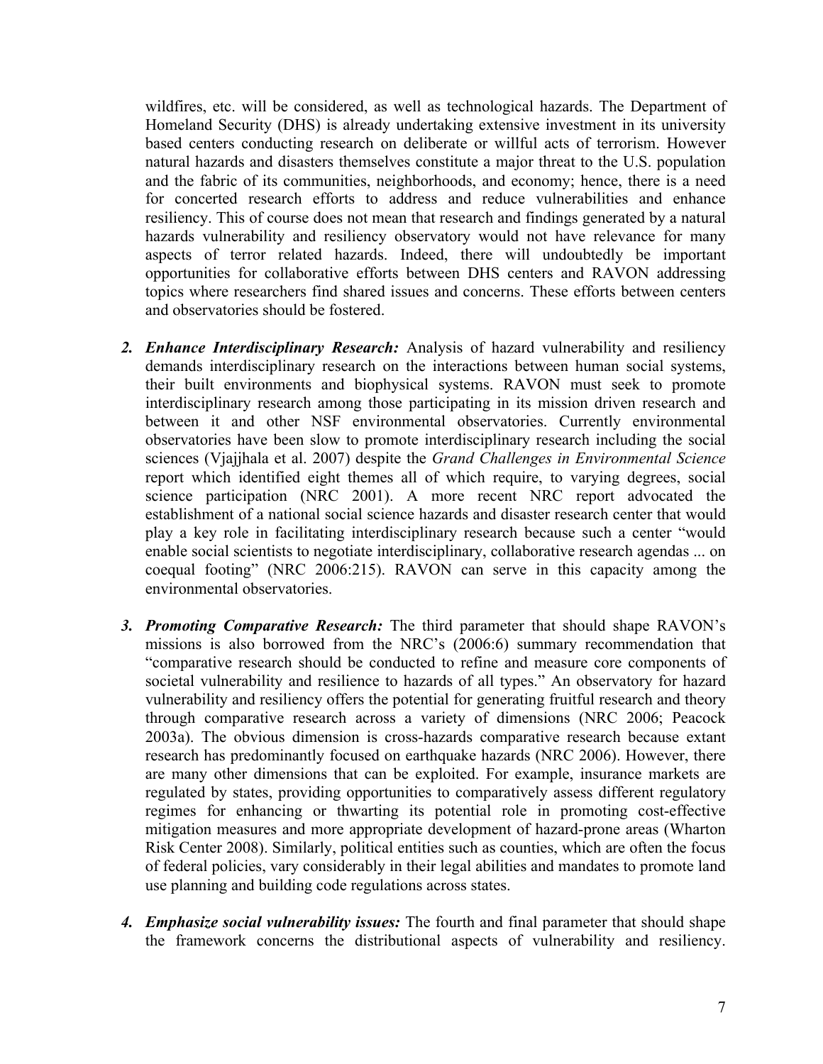wildfires, etc. will be considered, as well as technological hazards. The Department of Homeland Security (DHS) is already undertaking extensive investment in its university based centers conducting research on deliberate or willful acts of terrorism. However natural hazards and disasters themselves constitute a major threat to the U.S. population and the fabric of its communities, neighborhoods, and economy; hence, there is a need for concerted research efforts to address and reduce vulnerabilities and enhance resiliency. This of course does not mean that research and findings generated by a natural hazards vulnerability and resiliency observatory would not have relevance for many aspects of terror related hazards. Indeed, there will undoubtedly be important opportunities for collaborative efforts between DHS centers and RAVON addressing topics where researchers find shared issues and concerns. These efforts between centers and observatories should be fostered.

2. ***Enhance Interdisciplinary Research:*** Analysis of hazard vulnerability and resiliency demands interdisciplinary research on the interactions between human social systems, their built environments and biophysical systems. RAVON must seek to promote interdisciplinary research among those participating in its mission driven research and between it and other NSF environmental observatories. Currently environmental observatories have been slow to promote interdisciplinary research including the social sciences (Vjajjhala et al. 2007) despite the *Grand Challenges in Environmental Science* report which identified eight themes all of which require, to varying degrees, social science participation (NRC 2001). A more recent NRC report advocated the establishment of a national social science hazards and disaster research center that would play a key role in facilitating interdisciplinary research because such a center "would enable social scientists to negotiate interdisciplinary, collaborative research agendas ... on coequal footing" (NRC 2006:215). RAVON can serve in this capacity among the environmental observatories.

3. ***Promoting Comparative Research:*** The third parameter that should shape RAVON's missions is also borrowed from the NRC's (2006:6) summary recommendation that "comparative research should be conducted to refine and measure core components of societal vulnerability and resilience to hazards of all types." An observatory for hazard vulnerability and resiliency offers the potential for generating fruitful research and theory through comparative research across a variety of dimensions (NRC 2006; Peacock 2003a). The obvious dimension is cross-hazards comparative research because extant research has predominantly focused on earthquake hazards (NRC 2006). However, there are many other dimensions that can be exploited. For example, insurance markets are regulated by states, providing opportunities to comparatively assess different regulatory regimes for enhancing or thwarting its potential role in promoting cost-effective mitigation measures and more appropriate development of hazard-prone areas (Wharton Risk Center 2008). Similarly, political entities such as counties, which are often the focus of federal policies, vary considerably in their legal abilities and mandates to promote land use planning and building code regulations across states.

4. ***Emphasize social vulnerability issues:*** The fourth and final parameter that should shape the framework concerns the distributional aspects of vulnerability and resiliency.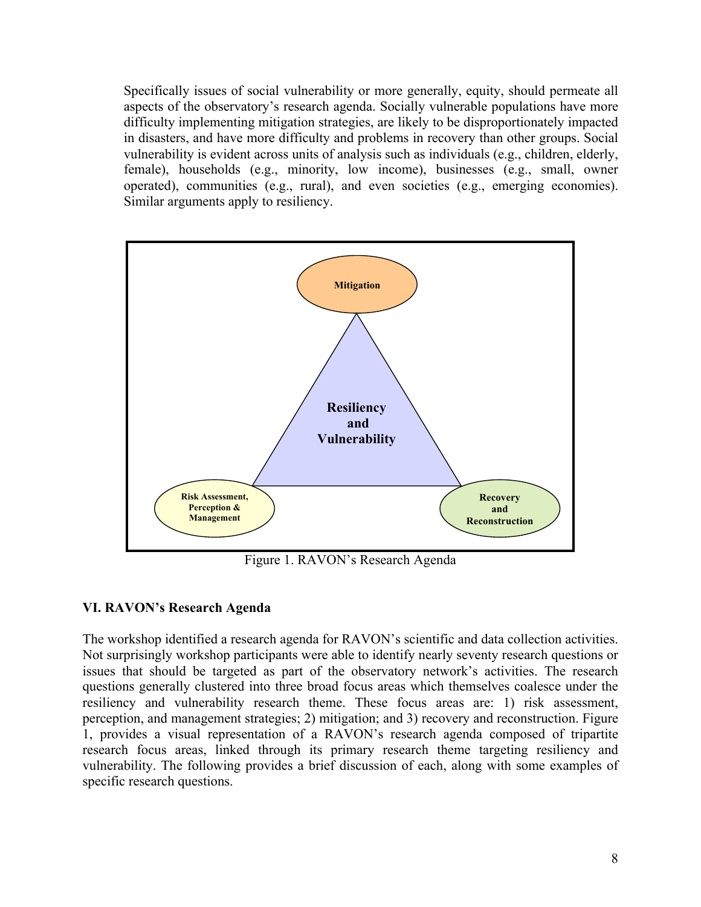Specifically issues of social vulnerability or more generally, equity, should permeate all aspects of the observatory's research agenda. Socially vulnerable populations have more difficulty implementing mitigation strategies, are likely to be disproportionately impacted in disasters, and have more difficulty and problems in recovery than other groups. Social vulnerability is evident across units of analysis such as individuals (e.g., children, elderly, female), households (e.g., minority, low income), businesses (e.g., small, owner operated), communities (e.g., rural), and even societies (e.g., emerging economies). Similar arguments apply to resiliency.

Mitigation

Resiliency and Vulnerability

Risk Assessment, Perception & Management

Recovery and Reconstruction

Figure 1. RAVON's Research Agenda

## VI. RAVON's Research Agenda

The workshop identified a research agenda for RAVON's scientific and data collection activities. Not surprisingly workshop participants were able to identify nearly seventy research questions or issues that should be targeted as part of the observatory network's activities. The research questions generally clustered into three broad focus areas which themselves coalesce under the resiliency and vulnerability research theme. These focus areas are: 1) risk assessment, perception, and management strategies; 2) mitigation; and 3) recovery and reconstruction. Figure 1, provides a visual representation of a RAVON's research agenda composed of tripartite research focus areas, linked through its primary research theme targeting resiliency and vulnerability. The following provides a brief discussion of each, along with some examples of specific research questions.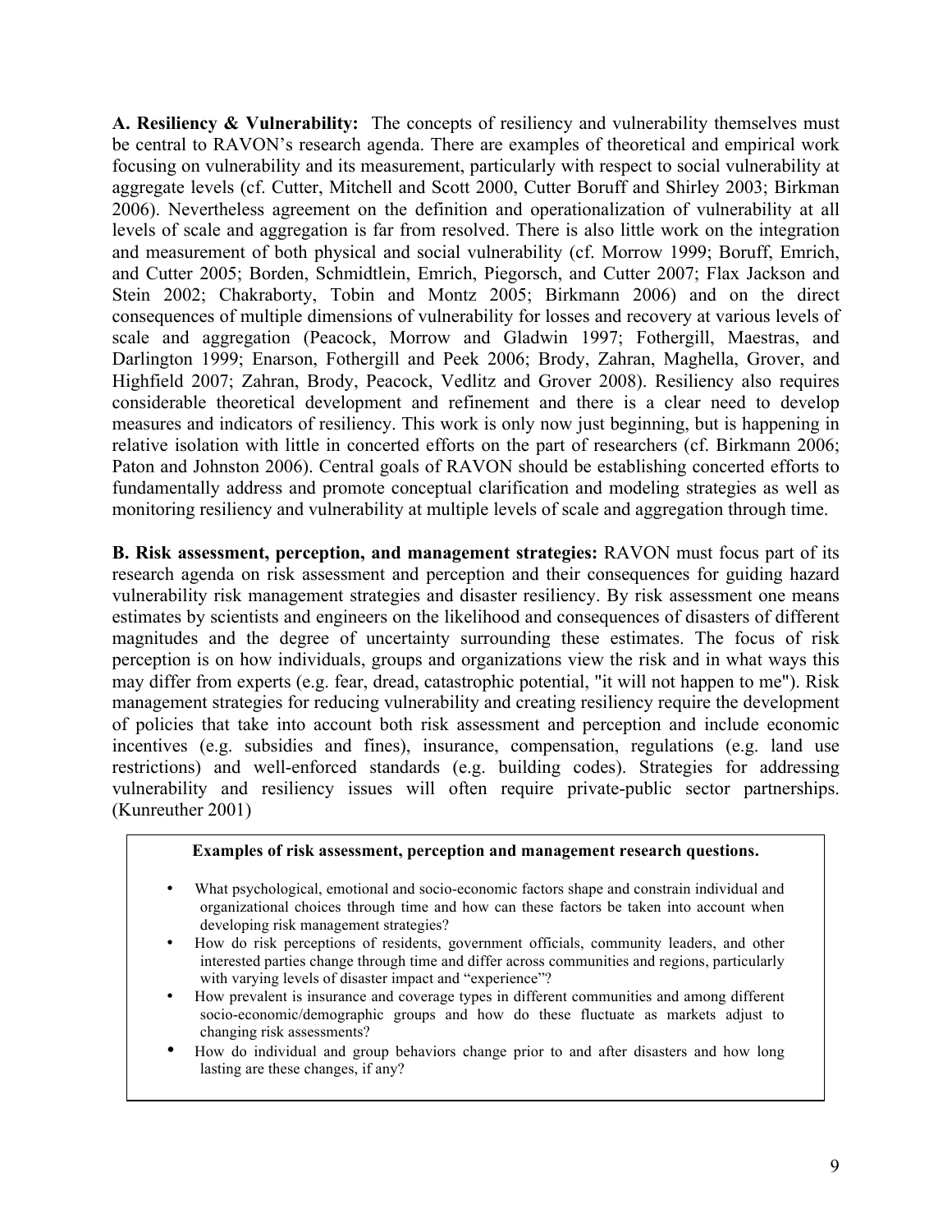**A. Resiliency & Vulnerability:** The concepts of resiliency and vulnerability themselves must be central to RAVON's research agenda. There are examples of theoretical and empirical work focusing on vulnerability and its measurement, particularly with respect to social vulnerability at aggregate levels (cf. Cutter, Mitchell and Scott 2000, Cutter Boruff and Shirley 2003; Birkman 2006). Nevertheless agreement on the definition and operationalization of vulnerability at all levels of scale and aggregation is far from resolved. There is also little work on the integration and measurement of both physical and social vulnerability (cf. Morrow 1999; Boruff, Emrich, and Cutter 2005; Borden, Schmidtlein, Emrich, Piegorsch, and Cutter 2007; Flax Jackson and Stein 2002; Chakraborty, Tobin and Montz 2005; Birkmann 2006) and on the direct consequences of multiple dimensions of vulnerability for losses and recovery at various levels of scale and aggregation (Peacock, Morrow and Gladwin 1997; Fothergill, Maestras, and Darlington 1999; Enarson, Fothergill and Peek 2006; Brody, Zahran, Maghella, Grover, and Highfield 2007; Zahran, Brody, Peacock, Vedlitz and Grover 2008). Resiliency also requires considerable theoretical development and refinement and there is a clear need to develop measures and indicators of resiliency. This work is only now just beginning, but is happening in relative isolation with little in concerted efforts on the part of researchers (cf. Birkmann 2006; Paton and Johnston 2006). Central goals of RAVON should be establishing concerted efforts to fundamentally address and promote conceptual clarification and modeling strategies as well as monitoring resiliency and vulnerability at multiple levels of scale and aggregation through time.

**B. Risk assessment, perception, and management strategies:** RAVON must focus part of its research agenda on risk assessment and perception and their consequences for guiding hazard vulnerability risk management strategies and disaster resiliency. By risk assessment one means estimates by scientists and engineers on the likelihood and consequences of disasters of different magnitudes and the degree of uncertainty surrounding these estimates. The focus of risk perception is on how individuals, groups and organizations view the risk and in what ways this may differ from experts (e.g. fear, dread, catastrophic potential, "it will not happen to me"). Risk management strategies for reducing vulnerability and creating resiliency require the development of policies that take into account both risk assessment and perception and include economic incentives (e.g. subsidies and fines), insurance, compensation, regulations (e.g. land use restrictions) and well-enforced standards (e.g. building codes). Strategies for addressing vulnerability and resiliency issues will often require private-public sector partnerships. (Kunreuther 2001)

**Examples of risk assessment, perception and management research questions.**

- What psychological, emotional and socio-economic factors shape and constrain individual and organizational choices through time and how can these factors be taken into account when developing risk management strategies?
- How do risk perceptions of residents, government officials, community leaders, and other interested parties change through time and differ across communities and regions, particularly with varying levels of disaster impact and "experience"?
- How prevalent is insurance and coverage types in different communities and among different socio-economic/demographic groups and how do these fluctuate as markets adjust to changing risk assessments?
- How do individual and group behaviors change prior to and after disasters and how long lasting are these changes, if any?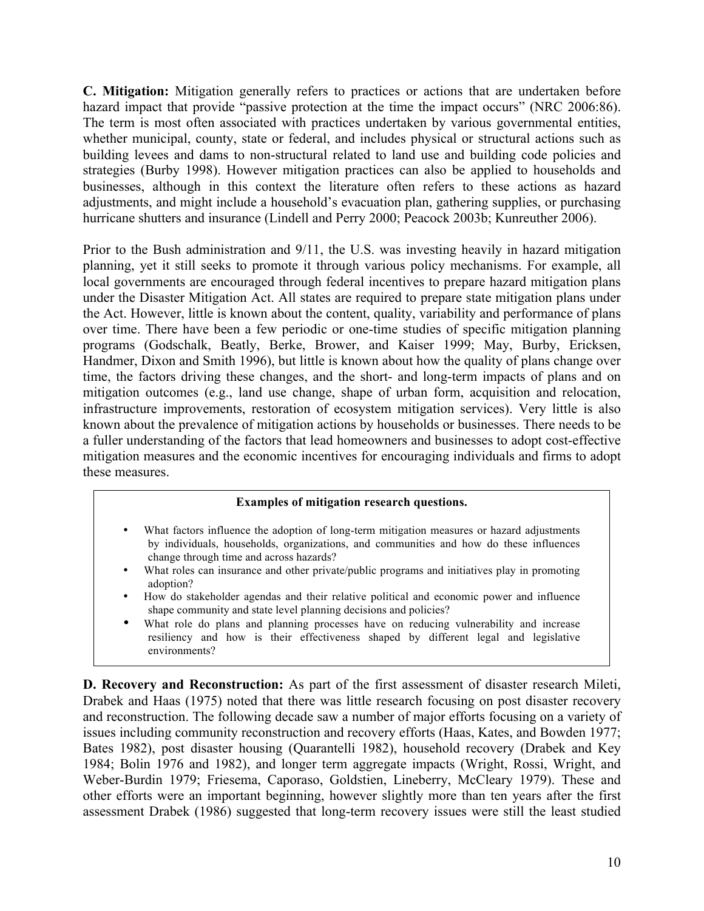**C. Mitigation:** Mitigation generally refers to practices or actions that are undertaken before hazard impact that provide "passive protection at the time the impact occurs" (NRC 2006:86). The term is most often associated with practices undertaken by various governmental entities, whether municipal, county, state or federal, and includes physical or structural actions such as building levees and dams to non-structural related to land use and building code policies and strategies (Burby 1998). However mitigation practices can also be applied to households and businesses, although in this context the literature often refers to these actions as hazard adjustments, and might include a household's evacuation plan, gathering supplies, or purchasing hurricane shutters and insurance (Lindell and Perry 2000; Peacock 2003b; Kunreuther 2006).

Prior to the Bush administration and 9/11, the U.S. was investing heavily in hazard mitigation planning, yet it still seeks to promote it through various policy mechanisms. For example, all local governments are encouraged through federal incentives to prepare hazard mitigation plans under the Disaster Mitigation Act. All states are required to prepare state mitigation plans under the Act. However, little is known about the content, quality, variability and performance of plans over time. There have been a few periodic or one-time studies of specific mitigation planning programs (Godschalk, Beatly, Berke, Brower, and Kaiser 1999; May, Burby, Ericksen, Handmer, Dixon and Smith 1996), but little is known about how the quality of plans change over time, the factors driving these changes, and the short- and long-term impacts of plans and on mitigation outcomes (e.g., land use change, shape of urban form, acquisition and relocation, infrastructure improvements, restoration of ecosystem mitigation services). Very little is also known about the prevalence of mitigation actions by households or businesses. There needs to be a fuller understanding of the factors that lead homeowners and businesses to adopt cost-effective mitigation measures and the economic incentives for encouraging individuals and firms to adopt these measures.

**Examples of mitigation research questions.**

- What factors influence the adoption of long-term mitigation measures or hazard adjustments by individuals, households, organizations, and communities and how do these influences change through time and across hazards?
- What roles can insurance and other private/public programs and initiatives play in promoting adoption?
- How do stakeholder agendas and their relative political and economic power and influence shape community and state level planning decisions and policies?
- What role do plans and planning processes have on reducing vulnerability and increase resiliency and how is their effectiveness shaped by different legal and legislative environments?

**D. Recovery and Reconstruction:** As part of the first assessment of disaster research Mileti, Drabek and Haas (1975) noted that there was little research focusing on post disaster recovery and reconstruction. The following decade saw a number of major efforts focusing on a variety of issues including community reconstruction and recovery efforts (Haas, Kates, and Bowden 1977; Bates 1982), post disaster housing (Quarantelli 1982), household recovery (Drabek and Key 1984; Bolin 1976 and 1982), and longer term aggregate impacts (Wright, Rossi, Wright, and Weber-Burdin 1979; Friesema, Caporaso, Goldstien, Lineberry, McCleary 1979). These and other efforts were an important beginning, however slightly more than ten years after the first assessment Drabek (1986) suggested that long-term recovery issues were still the least studied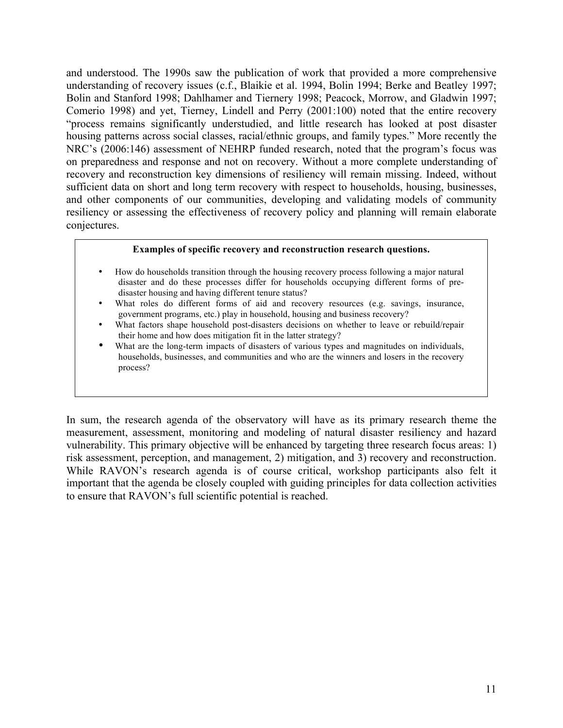and understood. The 1990s saw the publication of work that provided a more comprehensive understanding of recovery issues (c.f., Blaikie et al. 1994, Bolin 1994; Berke and Beatley 1997; Bolin and Stanford 1998; Dahlhamer and Tiernery 1998; Peacock, Morrow, and Gladwin 1997; Comerio 1998) and yet, Tierney, Lindell and Perry (2001:100) noted that the entire recovery "process remains significantly understudied, and little research has looked at post disaster housing patterns across social classes, racial/ethnic groups, and family types." More recently the NRC's (2006:146) assessment of NEHRP funded research, noted that the program's focus was on preparedness and response and not on recovery. Without a more complete understanding of recovery and reconstruction key dimensions of resiliency will remain missing. Indeed, without sufficient data on short and long term recovery with respect to households, housing, businesses, and other components of our communities, developing and validating models of community resiliency or assessing the effectiveness of recovery policy and planning will remain elaborate conjectures.

**Examples of specific recovery and reconstruction research questions.**

- How do households transition through the housing recovery process following a major natural disaster and do these processes differ for households occupying different forms of pre-disaster housing and having different tenure status?
- What roles do different forms of aid and recovery resources (e.g. savings, insurance, government programs, etc.) play in household, housing and business recovery?
- What factors shape household post-disasters decisions on whether to leave or rebuild/repair their home and how does mitigation fit in the latter strategy?
- What are the long-term impacts of disasters of various types and magnitudes on individuals, households, businesses, and communities and who are the winners and losers in the recovery process?

In sum, the research agenda of the observatory will have as its primary research theme the measurement, assessment, monitoring and modeling of natural disaster resiliency and hazard vulnerability. This primary objective will be enhanced by targeting three research focus areas: 1) risk assessment, perception, and management, 2) mitigation, and 3) recovery and reconstruction. While RAVON's research agenda is of course critical, workshop participants also felt it important that the agenda be closely coupled with guiding principles for data collection activities to ensure that RAVON's full scientific potential is reached.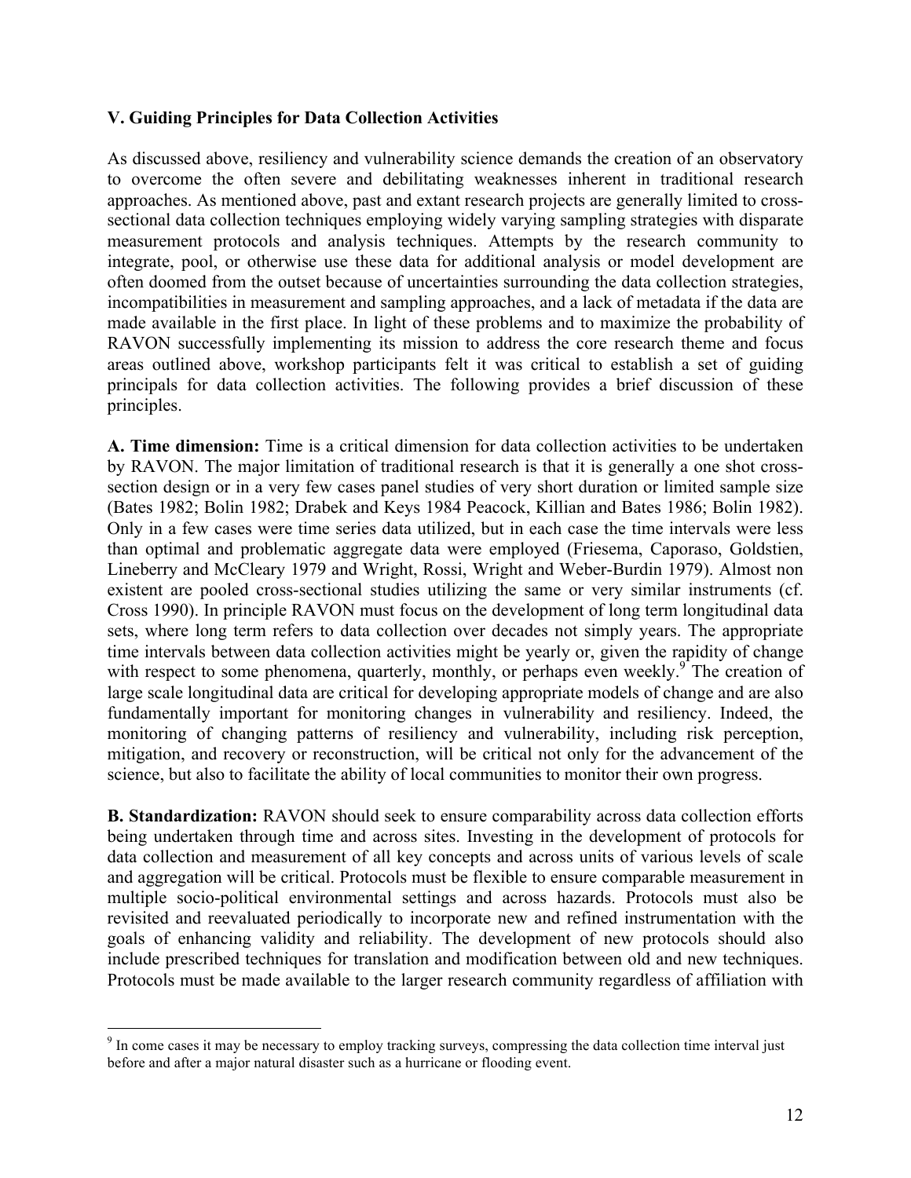### V. Guiding Principles for Data Collection Activities

As discussed above, resiliency and vulnerability science demands the creation of an observatory to overcome the often severe and debilitating weaknesses inherent in traditional research approaches. As mentioned above, past and extant research projects are generally limited to cross-sectional data collection techniques employing widely varying sampling strategies with disparate measurement protocols and analysis techniques. Attempts by the research community to integrate, pool, or otherwise use these data for additional analysis or model development are often doomed from the outset because of uncertainties surrounding the data collection strategies, incompatibilities in measurement and sampling approaches, and a lack of metadata if the data are made available in the first place. In light of these problems and to maximize the probability of RAVON successfully implementing its mission to address the core research theme and focus areas outlined above, workshop participants felt it was critical to establish a set of guiding principals for data collection activities. The following provides a brief discussion of these principles.

**A. Time dimension:** Time is a critical dimension for data collection activities to be undertaken by RAVON. The major limitation of traditional research is that it is generally a one shot cross-section design or in a very few cases panel studies of very short duration or limited sample size (Bates 1982; Bolin 1982; Drabek and Keys 1984 Peacock, Killian and Bates 1986; Bolin 1982). Only in a few cases were time series data utilized, but in each case the time intervals were less than optimal and problematic aggregate data were employed (Friesema, Caporaso, Goldstien, Lineberry and McCleary 1979 and Wright, Rossi, Wright and Weber-Burdin 1979). Almost non existent are pooled cross-sectional studies utilizing the same or very similar instruments (cf. Cross 1990). In principle RAVON must focus on the development of long term longitudinal data sets, where long term refers to data collection over decades not simply years. The appropriate time intervals between data collection activities might be yearly or, given the rapidity of change with respect to some phenomena, quarterly, monthly, or perhaps even weekly.[9] The creation of large scale longitudinal data are critical for developing appropriate models of change and are also fundamentally important for monitoring changes in vulnerability and resiliency. Indeed, the monitoring of changing patterns of resiliency and vulnerability, including risk perception, mitigation, and recovery or reconstruction, will be critical not only for the advancement of the science, but also to facilitate the ability of local communities to monitor their own progress.

**B. Standardization:** RAVON should seek to ensure comparability across data collection efforts being undertaken through time and across sites. Investing in the development of protocols for data collection and measurement of all key concepts and across units of various levels of scale and aggregation will be critical. Protocols must be flexible to ensure comparable measurement in multiple socio-political environmental settings and across hazards. Protocols must also be revisited and reevaluated periodically to incorporate new and refined instrumentation with the goals of enhancing validity and reliability. The development of new protocols should also include prescribed techniques for translation and modification between old and new techniques. Protocols must be made available to the larger research community regardless of affiliation with

[9] In come cases it may be necessary to employ tracking surveys, compressing the data collection time interval just before and after a major natural disaster such as a hurricane or flooding event.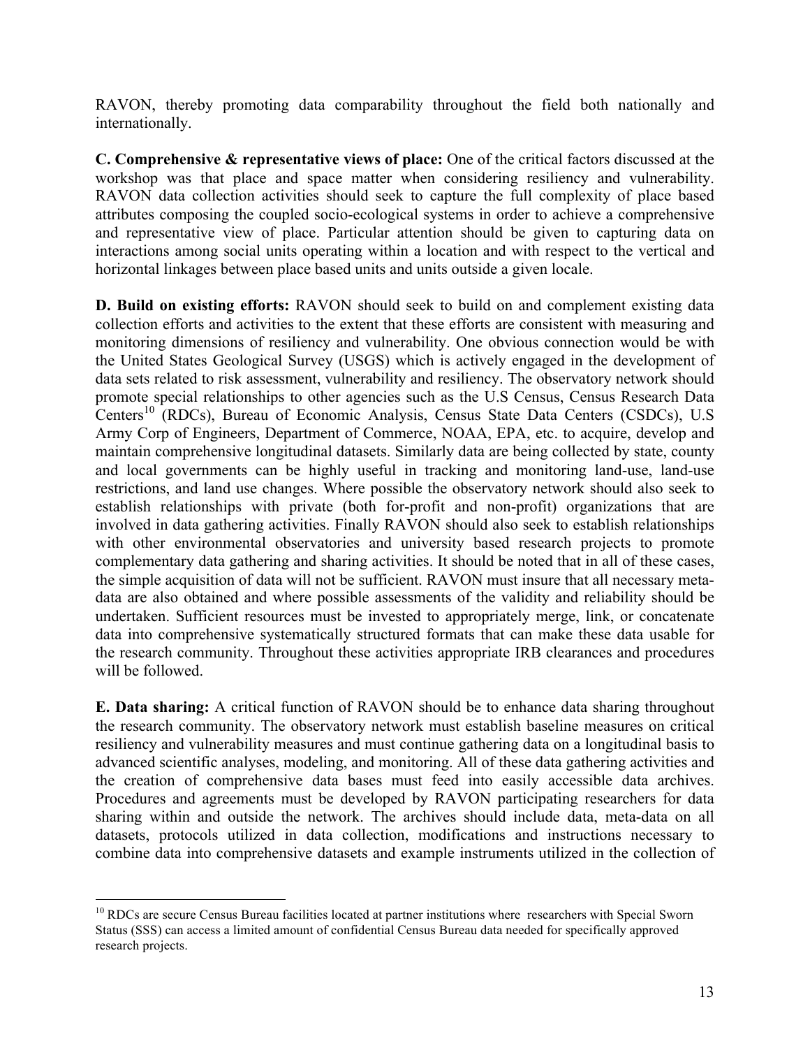RAVON, thereby promoting data comparability throughout the field both nationally and internationally.

**C. Comprehensive & representative views of place:** One of the critical factors discussed at the workshop was that place and space matter when considering resiliency and vulnerability. RAVON data collection activities should seek to capture the full complexity of place based attributes composing the coupled socio-ecological systems in order to achieve a comprehensive and representative view of place. Particular attention should be given to capturing data on interactions among social units operating within a location and with respect to the vertical and horizontal linkages between place based units and units outside a given locale.

**D. Build on existing efforts:** RAVON should seek to build on and complement existing data collection efforts and activities to the extent that these efforts are consistent with measuring and monitoring dimensions of resiliency and vulnerability. One obvious connection would be with the United States Geological Survey (USGS) which is actively engaged in the development of data sets related to risk assessment, vulnerability and resiliency. The observatory network should promote special relationships to other agencies such as the U.S Census, Census Research Data Centers[10] (RDCs), Bureau of Economic Analysis, Census State Data Centers (CSDCs), U.S Army Corp of Engineers, Department of Commerce, NOAA, EPA, etc. to acquire, develop and maintain comprehensive longitudinal datasets. Similarly data are being collected by state, county and local governments can be highly useful in tracking and monitoring land-use, land-use restrictions, and land use changes. Where possible the observatory network should also seek to establish relationships with private (both for-profit and non-profit) organizations that are involved in data gathering activities. Finally RAVON should also seek to establish relationships with other environmental observatories and university based research projects to promote complementary data gathering and sharing activities. It should be noted that in all of these cases, the simple acquisition of data will not be sufficient. RAVON must insure that all necessary meta-data are also obtained and where possible assessments of the validity and reliability should be undertaken. Sufficient resources must be invested to appropriately merge, link, or concatenate data into comprehensive systematically structured formats that can make these data usable for the research community. Throughout these activities appropriate IRB clearances and procedures will be followed.

**E. Data sharing:** A critical function of RAVON should be to enhance data sharing throughout the research community. The observatory network must establish baseline measures on critical resiliency and vulnerability measures and must continue gathering data on a longitudinal basis to advanced scientific analyses, modeling, and monitoring. All of these data gathering activities and the creation of comprehensive data bases must feed into easily accessible data archives. Procedures and agreements must be developed by RAVON participating researchers for data sharing within and outside the network. The archives should include data, meta-data on all datasets, protocols utilized in data collection, modifications and instructions necessary to combine data into comprehensive datasets and example instruments utilized in the collection of

---

[10] RDCs are secure Census Bureau facilities located at partner institutions where researchers with Special Sworn Status (SSS) can access a limited amount of confidential Census Bureau data needed for specifically approved research projects.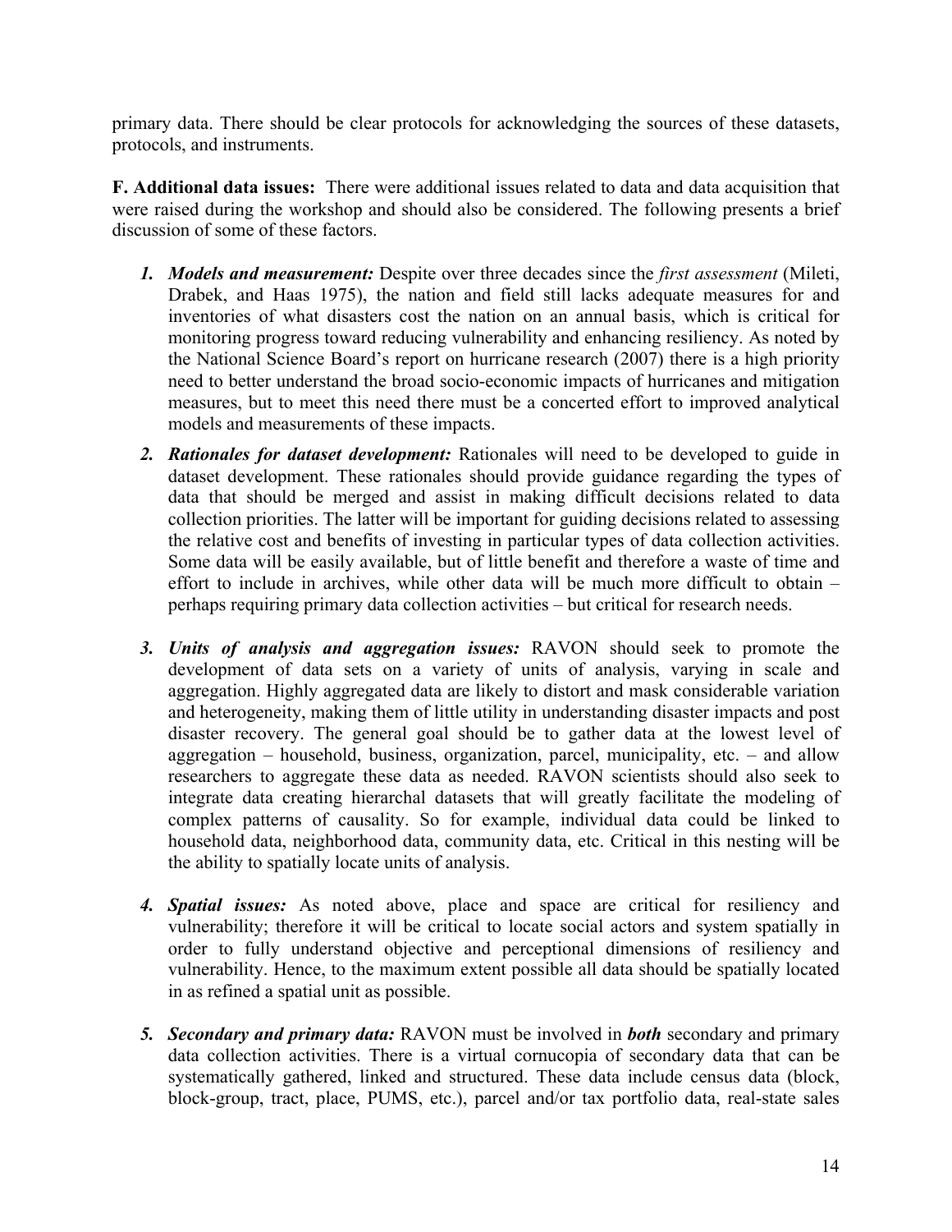primary data. There should be clear protocols for acknowledging the sources of these datasets, protocols, and instruments.

**F. Additional data issues:** There were additional issues related to data and data acquisition that were raised during the workshop and should also be considered. The following presents a brief discussion of some of these factors.

1. ***Models and measurement:*** Despite over three decades since the *first assessment* (Mileti, Drabek, and Haas 1975), the nation and field still lacks adequate measures for and inventories of what disasters cost the nation on an annual basis, which is critical for monitoring progress toward reducing vulnerability and enhancing resiliency. As noted by the National Science Board's report on hurricane research (2007) there is a high priority need to better understand the broad socio-economic impacts of hurricanes and mitigation measures, but to meet this need there must be a concerted effort to improved analytical models and measurements of these impacts.

2. ***Rationales for dataset development:*** Rationales will need to be developed to guide in dataset development. These rationales should provide guidance regarding the types of data that should be merged and assist in making difficult decisions related to data collection priorities. The latter will be important for guiding decisions related to assessing the relative cost and benefits of investing in particular types of data collection activities. Some data will be easily available, but of little benefit and therefore a waste of time and effort to include in archives, while other data will be much more difficult to obtain – perhaps requiring primary data collection activities – but critical for research needs.

3. ***Units of analysis and aggregation issues:*** RAVON should seek to promote the development of data sets on a variety of units of analysis, varying in scale and aggregation. Highly aggregated data are likely to distort and mask considerable variation and heterogeneity, making them of little utility in understanding disaster impacts and post disaster recovery. The general goal should be to gather data at the lowest level of aggregation – household, business, organization, parcel, municipality, etc. – and allow researchers to aggregate these data as needed. RAVON scientists should also seek to integrate data creating hierarchal datasets that will greatly facilitate the modeling of complex patterns of causality. So for example, individual data could be linked to household data, neighborhood data, community data, etc. Critical in this nesting will be the ability to spatially locate units of analysis.

4. ***Spatial issues:*** As noted above, place and space are critical for resiliency and vulnerability; therefore it will be critical to locate social actors and system spatially in order to fully understand objective and perceptional dimensions of resiliency and vulnerability. Hence, to the maximum extent possible all data should be spatially located in as refined a spatial unit as possible.

5. ***Secondary and primary data:*** RAVON must be involved in ***both*** secondary and primary data collection activities. There is a virtual cornucopia of secondary data that can be systematically gathered, linked and structured. These data include census data (block, block-group, tract, place, PUMS, etc.), parcel and/or tax portfolio data, real-state sales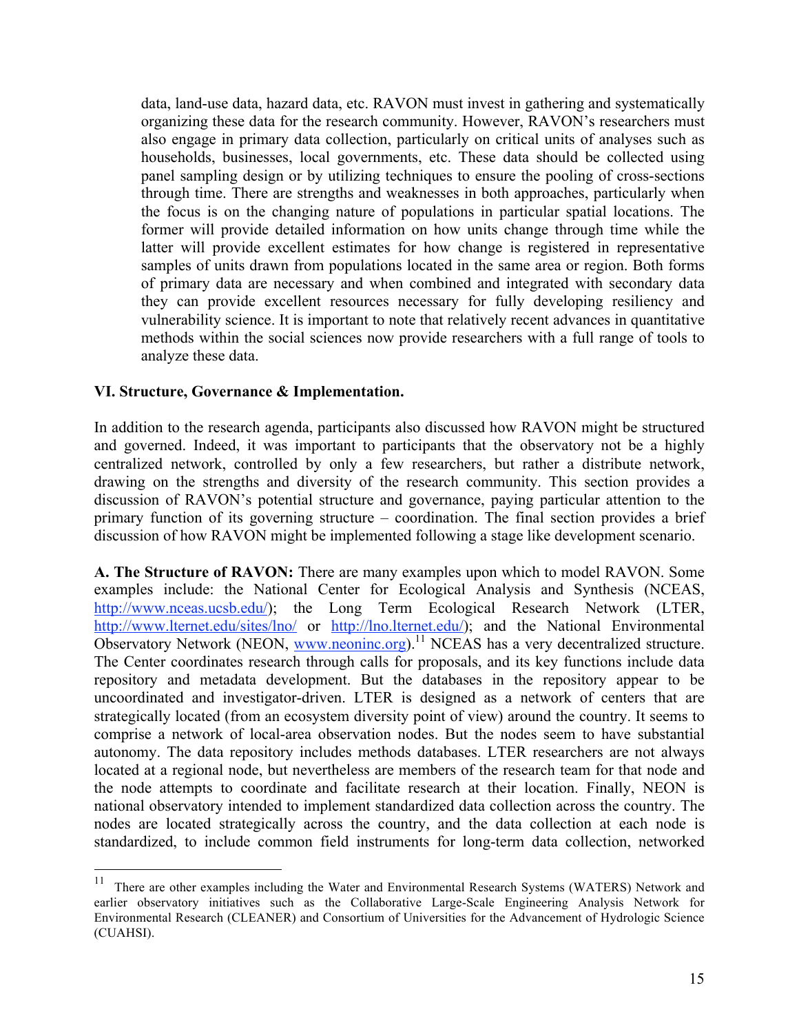data, land-use data, hazard data, etc. RAVON must invest in gathering and systematically organizing these data for the research community. However, RAVON's researchers must also engage in primary data collection, particularly on critical units of analyses such as households, businesses, local governments, etc. These data should be collected using panel sampling design or by utilizing techniques to ensure the pooling of cross-sections through time. There are strengths and weaknesses in both approaches, particularly when the focus is on the changing nature of populations in particular spatial locations. The former will provide detailed information on how units change through time while the latter will provide excellent estimates for how change is registered in representative samples of units drawn from populations located in the same area or region. Both forms of primary data are necessary and when combined and integrated with secondary data they can provide excellent resources necessary for fully developing resiliency and vulnerability science. It is important to note that relatively recent advances in quantitative methods within the social sciences now provide researchers with a full range of tools to analyze these data.

## VI. Structure, Governance & Implementation.

In addition to the research agenda, participants also discussed how RAVON might be structured and governed. Indeed, it was important to participants that the observatory not be a highly centralized network, controlled by only a few researchers, but rather a distribute network, drawing on the strengths and diversity of the research community. This section provides a discussion of RAVON's potential structure and governance, paying particular attention to the primary function of its governing structure – coordination. The final section provides a brief discussion of how RAVON might be implemented following a stage like development scenario.

**A. The Structure of RAVON:** There are many examples upon which to model RAVON. Some examples include: the National Center for Ecological Analysis and Synthesis (NCEAS, http://www.nceas.ucsb.edu/); the Long Term Ecological Research Network (LTER, http://www.lternet.edu/sites/lno/ or http://lno.lternet.edu/); and the National Environmental Observatory Network (NEON, www.neoninc.org).[11] NCEAS has a very decentralized structure. The Center coordinates research through calls for proposals, and its key functions include data repository and metadata development. But the databases in the repository appear to be uncoordinated and investigator-driven. LTER is designed as a network of centers that are strategically located (from an ecosystem diversity point of view) around the country. It seems to comprise a network of local-area observation nodes. But the nodes seem to have substantial autonomy. The data repository includes methods databases. LTER researchers are not always located at a regional node, but nevertheless are members of the research team for that node and the node attempts to coordinate and facilitate research at their location. Finally, NEON is national observatory intended to implement standardized data collection across the country. The nodes are located strategically across the country, and the data collection at each node is standardized, to include common field instruments for long-term data collection, networked

[11] There are other examples including the Water and Environmental Research Systems (WATERS) Network and earlier observatory initiatives such as the Collaborative Large-Scale Engineering Analysis Network for Environmental Research (CLEANER) and Consortium of Universities for the Advancement of Hydrologic Science (CUAHSI).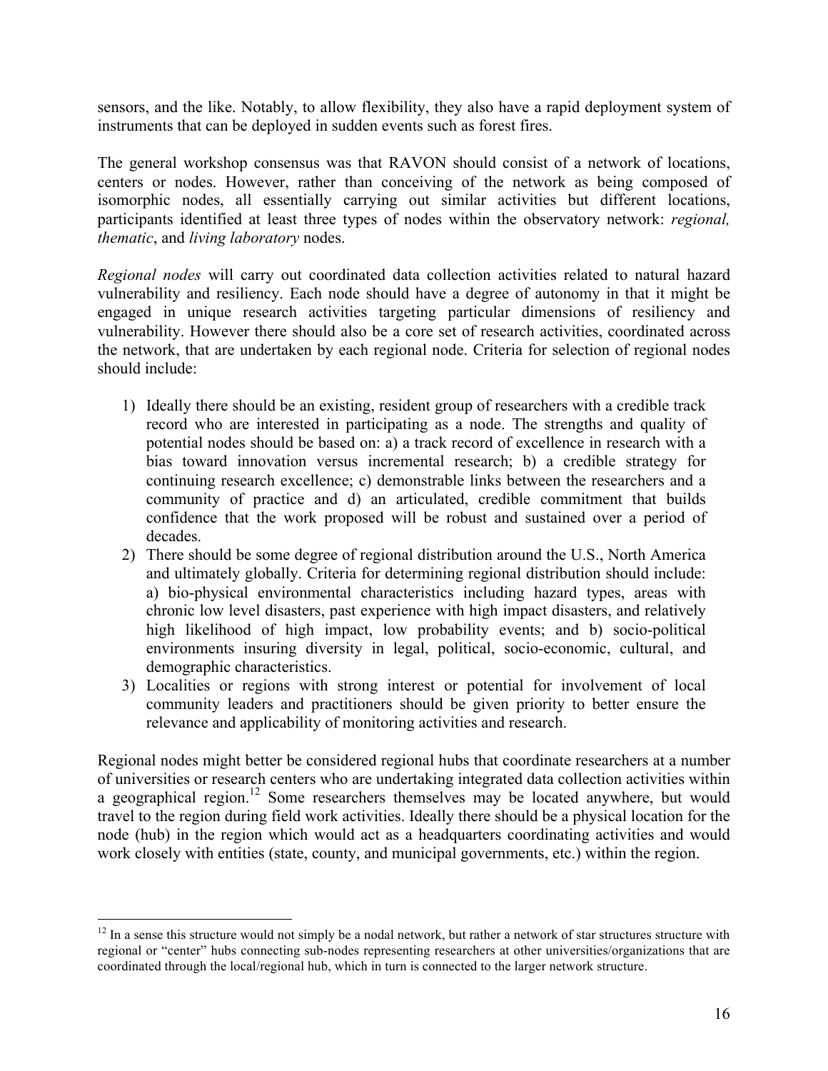sensors, and the like. Notably, to allow flexibility, they also have a rapid deployment system of instruments that can be deployed in sudden events such as forest fires.

The general workshop consensus was that RAVON should consist of a network of locations, centers or nodes. However, rather than conceiving of the network as being composed of isomorphic nodes, all essentially carrying out similar activities but different locations, participants identified at least three types of nodes within the observatory network: *regional, thematic*, and *living laboratory* nodes.

*Regional nodes* will carry out coordinated data collection activities related to natural hazard vulnerability and resiliency. Each node should have a degree of autonomy in that it might be engaged in unique research activities targeting particular dimensions of resiliency and vulnerability. However there should also be a core set of research activities, coordinated across the network, that are undertaken by each regional node. Criteria for selection of regional nodes should include:

1) Ideally there should be an existing, resident group of researchers with a credible track record who are interested in participating as a node. The strengths and quality of potential nodes should be based on: a) a track record of excellence in research with a bias toward innovation versus incremental research; b) a credible strategy for continuing research excellence; c) demonstrable links between the researchers and a community of practice and d) an articulated, credible commitment that builds confidence that the work proposed will be robust and sustained over a period of decades.
2) There should be some degree of regional distribution around the U.S., North America and ultimately globally. Criteria for determining regional distribution should include: a) bio-physical environmental characteristics including hazard types, areas with chronic low level disasters, past experience with high impact disasters, and relatively high likelihood of high impact, low probability events; and b) socio-political environments insuring diversity in legal, political, socio-economic, cultural, and demographic characteristics.
3) Localities or regions with strong interest or potential for involvement of local community leaders and practitioners should be given priority to better ensure the relevance and applicability of monitoring activities and research.

Regional nodes might better be considered regional hubs that coordinate researchers at a number of universities or research centers who are undertaking integrated data collection activities within a geographical region.[12] Some researchers themselves may be located anywhere, but would travel to the region during field work activities. Ideally there should be a physical location for the node (hub) in the region which would act as a headquarters coordinating activities and would work closely with entities (state, county, and municipal governments, etc.) within the region.

---

[12] In a sense this structure would not simply be a nodal network, but rather a network of star structures structure with regional or "center" hubs connecting sub-nodes representing researchers at other universities/organizations that are coordinated through the local/regional hub, which in turn is connected to the larger network structure.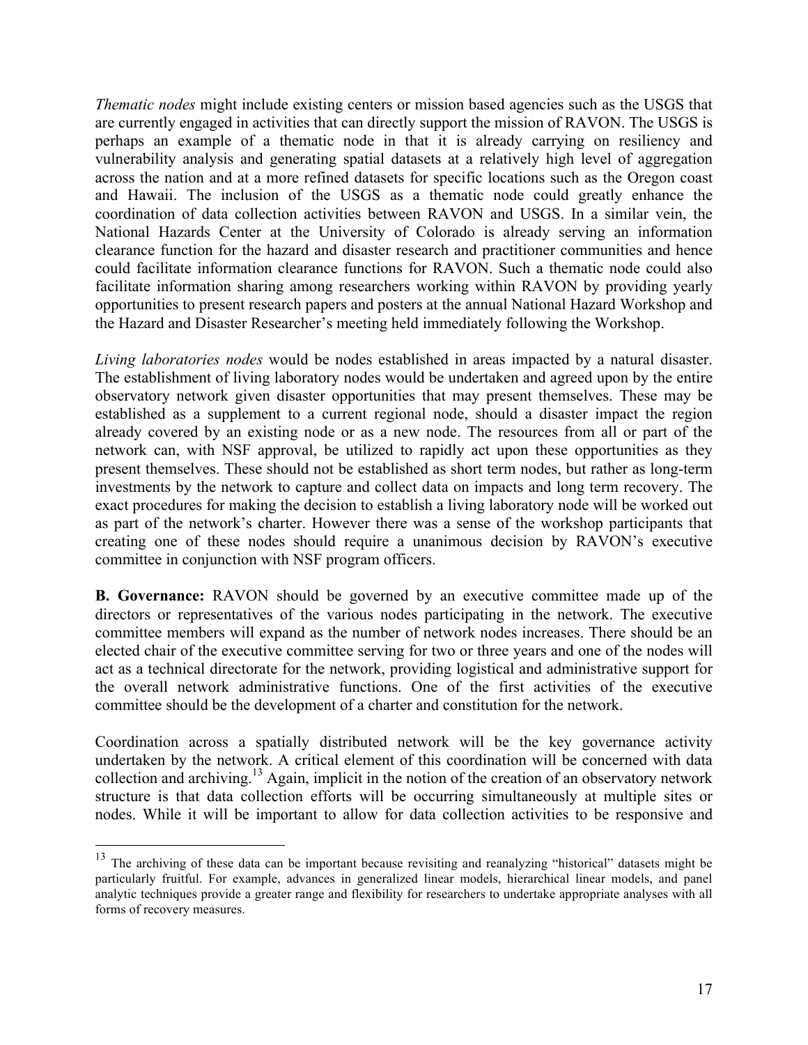*Thematic nodes* might include existing centers or mission based agencies such as the USGS that are currently engaged in activities that can directly support the mission of RAVON. The USGS is perhaps an example of a thematic node in that it is already carrying on resiliency and vulnerability analysis and generating spatial datasets at a relatively high level of aggregation across the nation and at a more refined datasets for specific locations such as the Oregon coast and Hawaii. The inclusion of the USGS as a thematic node could greatly enhance the coordination of data collection activities between RAVON and USGS. In a similar vein, the National Hazards Center at the University of Colorado is already serving an information clearance function for the hazard and disaster research and practitioner communities and hence could facilitate information clearance functions for RAVON. Such a thematic node could also facilitate information sharing among researchers working within RAVON by providing yearly opportunities to present research papers and posters at the annual National Hazard Workshop and the Hazard and Disaster Researcher's meeting held immediately following the Workshop.

*Living laboratories nodes* would be nodes established in areas impacted by a natural disaster. The establishment of living laboratory nodes would be undertaken and agreed upon by the entire observatory network given disaster opportunities that may present themselves. These may be established as a supplement to a current regional node, should a disaster impact the region already covered by an existing node or as a new node. The resources from all or part of the network can, with NSF approval, be utilized to rapidly act upon these opportunities as they present themselves. These should not be established as short term nodes, but rather as long-term investments by the network to capture and collect data on impacts and long term recovery. The exact procedures for making the decision to establish a living laboratory node will be worked out as part of the network's charter. However there was a sense of the workshop participants that creating one of these nodes should require a unanimous decision by RAVON's executive committee in conjunction with NSF program officers.

**B. Governance:** RAVON should be governed by an executive committee made up of the directors or representatives of the various nodes participating in the network. The executive committee members will expand as the number of network nodes increases. There should be an elected chair of the executive committee serving for two or three years and one of the nodes will act as a technical directorate for the network, providing logistical and administrative support for the overall network administrative functions. One of the first activities of the executive committee should be the development of a charter and constitution for the network.

Coordination across a spatially distributed network will be the key governance activity undertaken by the network. A critical element of this coordination will be concerned with data collection and archiving.[13] Again, implicit in the notion of the creation of an observatory network structure is that data collection efforts will be occurring simultaneously at multiple sites or nodes. While it will be important to allow for data collection activities to be responsive and

---

[13] The archiving of these data can be important because revisiting and reanalyzing "historical" datasets might be particularly fruitful. For example, advances in generalized linear models, hierarchical linear models, and panel analytic techniques provide a greater range and flexibility for researchers to undertake appropriate analyses with all forms of recovery measures.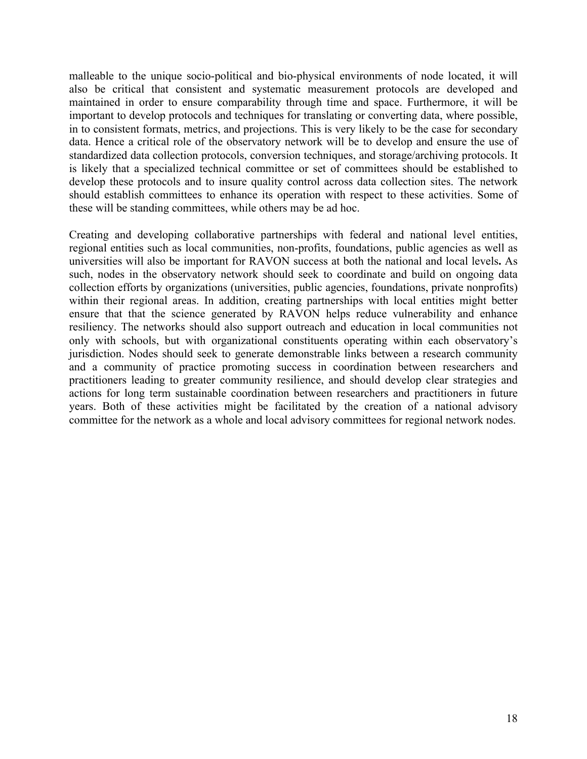malleable to the unique socio-political and bio-physical environments of node located, it will also be critical that consistent and systematic measurement protocols are developed and maintained in order to ensure comparability through time and space. Furthermore, it will be important to develop protocols and techniques for translating or converting data, where possible, in to consistent formats, metrics, and projections. This is very likely to be the case for secondary data. Hence a critical role of the observatory network will be to develop and ensure the use of standardized data collection protocols, conversion techniques, and storage/archiving protocols. It is likely that a specialized technical committee or set of committees should be established to develop these protocols and to insure quality control across data collection sites. The network should establish committees to enhance its operation with respect to these activities. Some of these will be standing committees, while others may be ad hoc.

Creating and developing collaborative partnerships with federal and national level entities, regional entities such as local communities, non-profits, foundations, public agencies as well as universities will also be important for RAVON success at both the national and local levels**.** As such, nodes in the observatory network should seek to coordinate and build on ongoing data collection efforts by organizations (universities, public agencies, foundations, private nonprofits) within their regional areas. In addition, creating partnerships with local entities might better ensure that that the science generated by RAVON helps reduce vulnerability and enhance resiliency. The networks should also support outreach and education in local communities not only with schools, but with organizational constituents operating within each observatory's jurisdiction. Nodes should seek to generate demonstrable links between a research community and a community of practice promoting success in coordination between researchers and practitioners leading to greater community resilience, and should develop clear strategies and actions for long term sustainable coordination between researchers and practitioners in future years. Both of these activities might be facilitated by the creation of a national advisory committee for the network as a whole and local advisory committees for regional network nodes.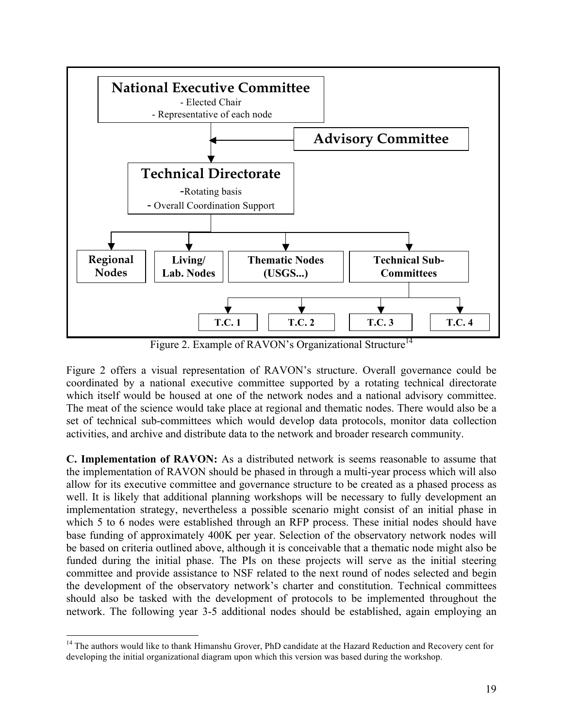National Executive Committee
- Elected Chair
- Representative of each node

Advisory Committee

Technical Directorate
-Rotating basis
- Overall Coordination Support

Regional Nodes | Living/ Lab. Nodes | Thematic Nodes (USGS...) | Technical Sub-Committees

T.C. 1 | T.C. 2 | T.C. 3 | T.C. 4

Figure 2. Example of RAVON's Organizational Structure[14]

Figure 2 offers a visual representation of RAVON's structure. Overall governance could be coordinated by a national executive committee supported by a rotating technical directorate which itself would be housed at one of the network nodes and a national advisory committee. The meat of the science would take place at regional and thematic nodes. There would also be a set of technical sub-committees which would develop data protocols, monitor data collection activities, and archive and distribute data to the network and broader research community.

**C. Implementation of RAVON:** As a distributed network is seems reasonable to assume that the implementation of RAVON should be phased in through a multi-year process which will also allow for its executive committee and governance structure to be created as a phased process as well. It is likely that additional planning workshops will be necessary to fully development an implementation strategy, nevertheless a possible scenario might consist of an initial phase in which 5 to 6 nodes were established through an RFP process. These initial nodes should have base funding of approximately 400K per year. Selection of the observatory network nodes will be based on criteria outlined above, although it is conceivable that a thematic node might also be funded during the initial phase. The PIs on these projects will serve as the initial steering committee and provide assistance to NSF related to the next round of nodes selected and begin the development of the observatory network's charter and constitution. Technical committees should also be tasked with the development of protocols to be implemented throughout the network. The following year 3-5 additional nodes should be established, again employing an

[14] The authors would like to thank Himanshu Grover, PhD candidate at the Hazard Reduction and Recovery cent for developing the initial organizational diagram upon which this version was based during the workshop.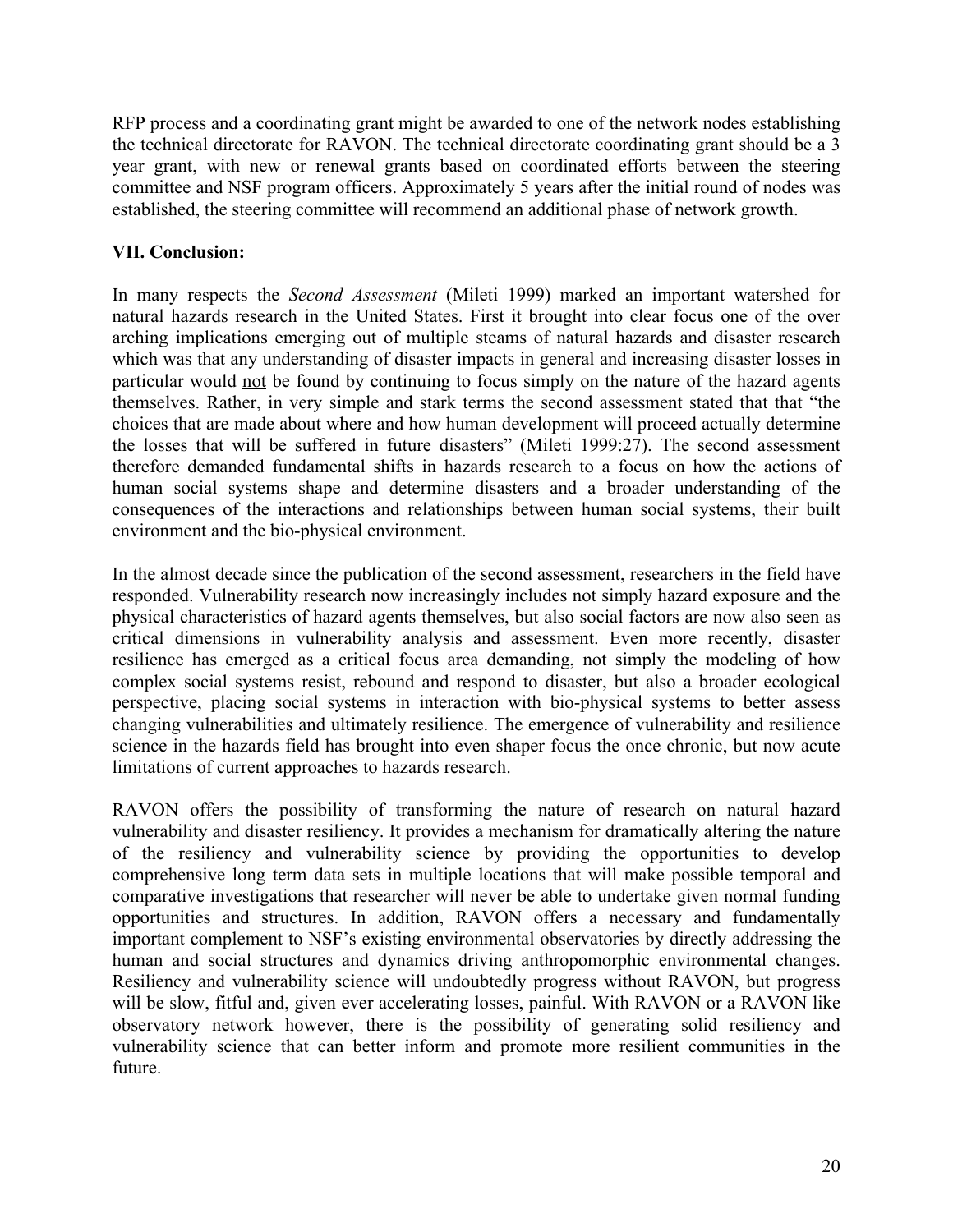RFP process and a coordinating grant might be awarded to one of the network nodes establishing the technical directorate for RAVON. The technical directorate coordinating grant should be a 3 year grant, with new or renewal grants based on coordinated efforts between the steering committee and NSF program officers. Approximately 5 years after the initial round of nodes was established, the steering committee will recommend an additional phase of network growth.

## VII. Conclusion:

In many respects the *Second Assessment* (Mileti 1999) marked an important watershed for natural hazards research in the United States. First it brought into clear focus one of the over arching implications emerging out of multiple steams of natural hazards and disaster research which was that any understanding of disaster impacts in general and increasing disaster losses in particular would <u>not</u> be found by continuing to focus simply on the nature of the hazard agents themselves. Rather, in very simple and stark terms the second assessment stated that that "the choices that are made about where and how human development will proceed actually determine the losses that will be suffered in future disasters" (Mileti 1999:27). The second assessment therefore demanded fundamental shifts in hazards research to a focus on how the actions of human social systems shape and determine disasters and a broader understanding of the consequences of the interactions and relationships between human social systems, their built environment and the bio-physical environment.

In the almost decade since the publication of the second assessment, researchers in the field have responded. Vulnerability research now increasingly includes not simply hazard exposure and the physical characteristics of hazard agents themselves, but also social factors are now also seen as critical dimensions in vulnerability analysis and assessment. Even more recently, disaster resilience has emerged as a critical focus area demanding, not simply the modeling of how complex social systems resist, rebound and respond to disaster, but also a broader ecological perspective, placing social systems in interaction with bio-physical systems to better assess changing vulnerabilities and ultimately resilience. The emergence of vulnerability and resilience science in the hazards field has brought into even shaper focus the once chronic, but now acute limitations of current approaches to hazards research.

RAVON offers the possibility of transforming the nature of research on natural hazard vulnerability and disaster resiliency. It provides a mechanism for dramatically altering the nature of the resiliency and vulnerability science by providing the opportunities to develop comprehensive long term data sets in multiple locations that will make possible temporal and comparative investigations that researcher will never be able to undertake given normal funding opportunities and structures. In addition, RAVON offers a necessary and fundamentally important complement to NSF's existing environmental observatories by directly addressing the human and social structures and dynamics driving anthropomorphic environmental changes. Resiliency and vulnerability science will undoubtedly progress without RAVON, but progress will be slow, fitful and, given ever accelerating losses, painful. With RAVON or a RAVON like observatory network however, there is the possibility of generating solid resiliency and vulnerability science that can better inform and promote more resilient communities in the future.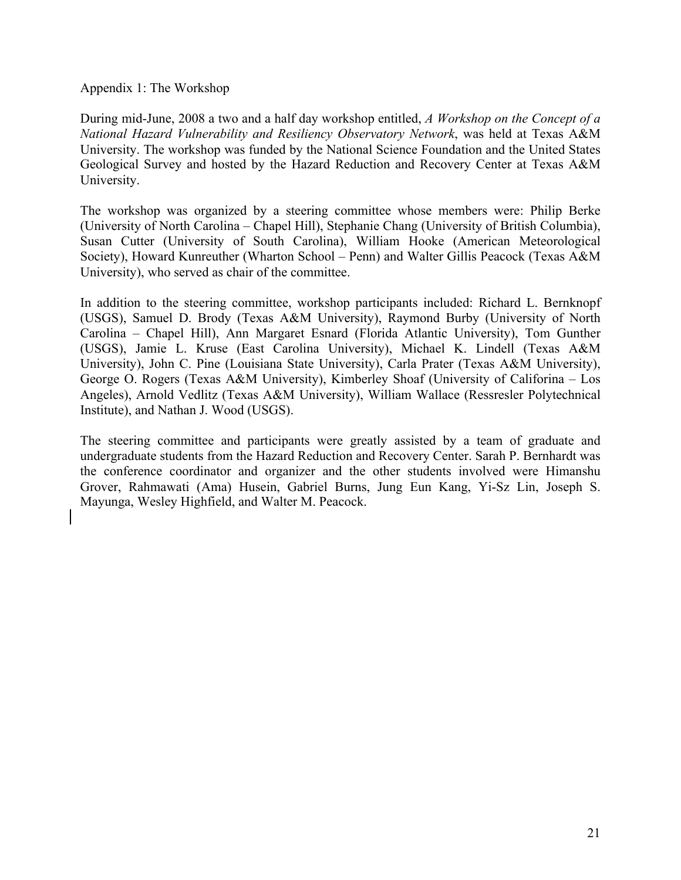Appendix 1: The Workshop

During mid-June, 2008 a two and a half day workshop entitled, *A Workshop on the Concept of a National Hazard Vulnerability and Resiliency Observatory Network*, was held at Texas A&M University. The workshop was funded by the National Science Foundation and the United States Geological Survey and hosted by the Hazard Reduction and Recovery Center at Texas A&M University.

The workshop was organized by a steering committee whose members were: Philip Berke (University of North Carolina – Chapel Hill), Stephanie Chang (University of British Columbia), Susan Cutter (University of South Carolina), William Hooke (American Meteorological Society), Howard Kunreuther (Wharton School – Penn) and Walter Gillis Peacock (Texas A&M University), who served as chair of the committee.

In addition to the steering committee, workshop participants included: Richard L. Bernknopf (USGS), Samuel D. Brody (Texas A&M University), Raymond Burby (University of North Carolina – Chapel Hill), Ann Margaret Esnard (Florida Atlantic University), Tom Gunther (USGS), Jamie L. Kruse (East Carolina University), Michael K. Lindell (Texas A&M University), John C. Pine (Louisiana State University), Carla Prater (Texas A&M University), George O. Rogers (Texas A&M University), Kimberley Shoaf (University of Califorina – Los Angeles), Arnold Vedlitz (Texas A&M University), William Wallace (Ressresler Polytechnical Institute), and Nathan J. Wood (USGS).

The steering committee and participants were greatly assisted by a team of graduate and undergraduate students from the Hazard Reduction and Recovery Center. Sarah P. Bernhardt was the conference coordinator and organizer and the other students involved were Himanshu Grover, Rahmawati (Ama) Husein, Gabriel Burns, Jung Eun Kang, Yi-Sz Lin, Joseph S. Mayunga, Wesley Highfield, and Walter M. Peacock.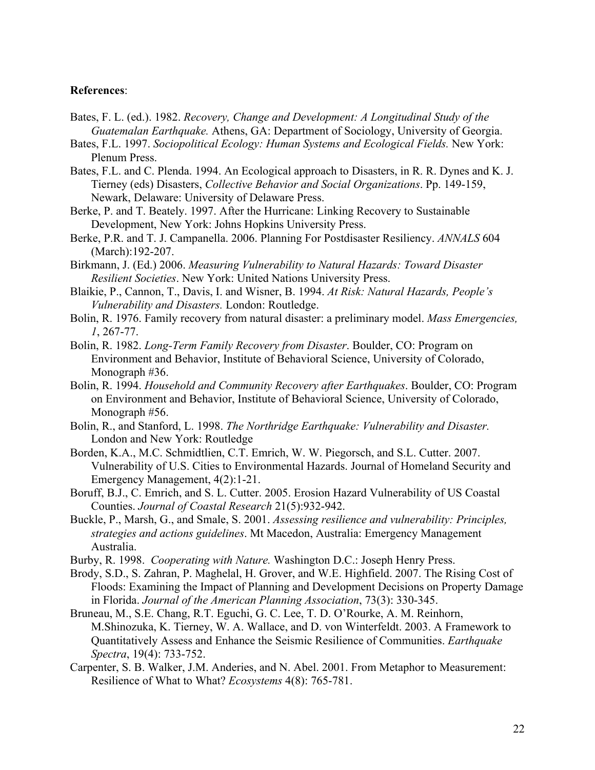**References**:

Bates, F. L. (ed.). 1982. *Recovery, Change and Development: A Longitudinal Study of the Guatemalan Earthquake.* Athens, GA: Department of Sociology, University of Georgia.

Bates, F.L. 1997. *Sociopolitical Ecology: Human Systems and Ecological Fields.* New York: Plenum Press.

Bates, F.L. and C. Plenda. 1994. An Ecological approach to Disasters, in R. R. Dynes and K. J. Tierney (eds) Disasters, *Collective Behavior and Social Organizations*. Pp. 149-159, Newark, Delaware: University of Delaware Press.

Berke, P. and T. Beately. 1997. After the Hurricane: Linking Recovery to Sustainable Development, New York: Johns Hopkins University Press.

Berke, P.R. and T. J. Campanella. 2006. Planning For Postdisaster Resiliency. *ANNALS* 604 (March):192-207.

Birkmann, J. (Ed.) 2006. *Measuring Vulnerability to Natural Hazards: Toward Disaster Resilient Societies*. New York: United Nations University Press.

Blaikie, P., Cannon, T., Davis, I. and Wisner, B. 1994. *At Risk: Natural Hazards, People's Vulnerability and Disasters.* London: Routledge.

Bolin, R. 1976. Family recovery from natural disaster: a preliminary model. *Mass Emergencies, 1*, 267-77.

Bolin, R. 1982. *Long-Term Family Recovery from Disaster*. Boulder, CO: Program on Environment and Behavior, Institute of Behavioral Science, University of Colorado, Monograph #36.

Bolin, R. 1994. *Household and Community Recovery after Earthquakes*. Boulder, CO: Program on Environment and Behavior, Institute of Behavioral Science, University of Colorado, Monograph #56.

Bolin, R., and Stanford, L. 1998. *The Northridge Earthquake: Vulnerability and Disaster.* London and New York: Routledge

Borden, K.A., M.C. Schmidtlien, C.T. Emrich, W. W. Piegorsch, and S.L. Cutter. 2007. Vulnerability of U.S. Cities to Environmental Hazards. Journal of Homeland Security and Emergency Management, 4(2):1-21.

Boruff, B.J., C. Emrich, and S. L. Cutter. 2005. Erosion Hazard Vulnerability of US Coastal Counties. *Journal of Coastal Research* 21(5):932-942.

Buckle, P., Marsh, G., and Smale, S. 2001. *Assessing resilience and vulnerability: Principles, strategies and actions guidelines*. Mt Macedon, Australia: Emergency Management Australia.

Burby, R. 1998. *Cooperating with Nature.* Washington D.C.: Joseph Henry Press.

Brody, S.D., S. Zahran, P. Maghelal, H. Grover, and W.E. Highfield. 2007. The Rising Cost of Floods: Examining the Impact of Planning and Development Decisions on Property Damage in Florida. *Journal of the American Planning Association*, 73(3): 330-345.

Bruneau, M., S.E. Chang, R.T. Eguchi, G. C. Lee, T. D. O'Rourke, A. M. Reinhorn, M.Shinozuka, K. Tierney, W. A. Wallace, and D. von Winterfeldt. 2003. A Framework to Quantitatively Assess and Enhance the Seismic Resilience of Communities. *Earthquake Spectra*, 19(4): 733-752.

Carpenter, S. B. Walker, J.M. Anderies, and N. Abel. 2001. From Metaphor to Measurement: Resilience of What to What? *Ecosystems* 4(8): 765-781.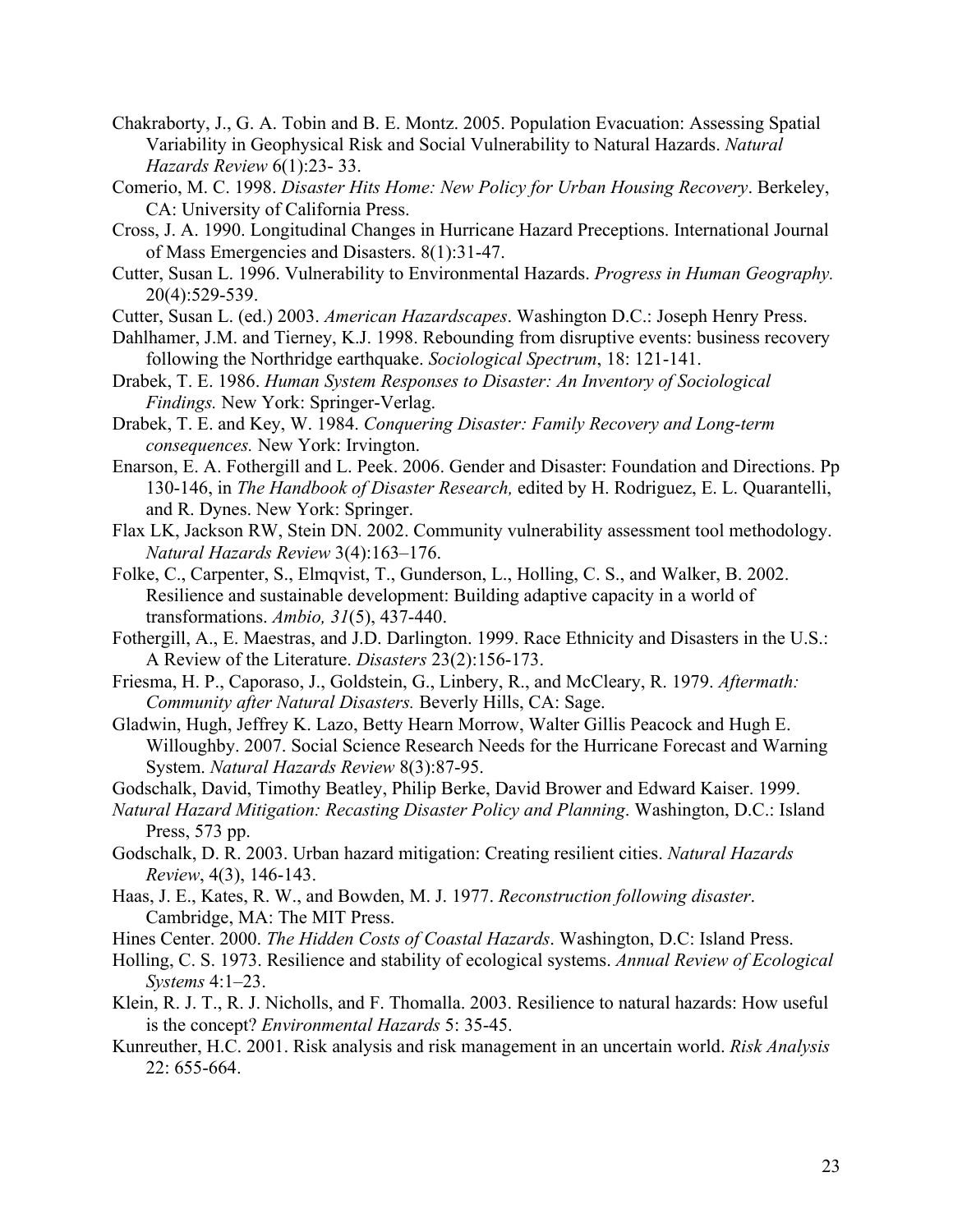Chakraborty, J., G. A. Tobin and B. E. Montz. 2005. Population Evacuation: Assessing Spatial Variability in Geophysical Risk and Social Vulnerability to Natural Hazards. *Natural Hazards Review* 6(1):23- 33.

Comerio, M. C. 1998. *Disaster Hits Home: New Policy for Urban Housing Recovery*. Berkeley, CA: University of California Press.

Cross, J. A. 1990. Longitudinal Changes in Hurricane Hazard Preceptions. International Journal of Mass Emergencies and Disasters. 8(1):31-47.

Cutter, Susan L. 1996. Vulnerability to Environmental Hazards. *Progress in Human Geography*. 20(4):529-539.

Cutter, Susan L. (ed.) 2003. *American Hazardscapes*. Washington D.C.: Joseph Henry Press.

Dahlhamer, J.M. and Tierney, K.J. 1998. Rebounding from disruptive events: business recovery following the Northridge earthquake. *Sociological Spectrum*, 18: 121-141.

Drabek, T. E. 1986. *Human System Responses to Disaster: An Inventory of Sociological Findings.* New York: Springer-Verlag.

Drabek, T. E. and Key, W. 1984. *Conquering Disaster: Family Recovery and Long-term consequences.* New York: Irvington.

Enarson, E. A. Fothergill and L. Peek. 2006. Gender and Disaster: Foundation and Directions. Pp 130-146, in *The Handbook of Disaster Research,* edited by H. Rodriguez, E. L. Quarantelli, and R. Dynes. New York: Springer.

Flax LK, Jackson RW, Stein DN. 2002. Community vulnerability assessment tool methodology. *Natural Hazards Review* 3(4):163–176.

Folke, C., Carpenter, S., Elmqvist, T., Gunderson, L., Holling, C. S., and Walker, B. 2002. Resilience and sustainable development: Building adaptive capacity in a world of transformations. *Ambio, 31*(5), 437-440.

Fothergill, A., E. Maestras, and J.D. Darlington. 1999. Race Ethnicity and Disasters in the U.S.: A Review of the Literature. *Disasters* 23(2):156-173.

Friesma, H. P., Caporaso, J., Goldstein, G., Linbery, R., and McCleary, R. 1979. *Aftermath: Community after Natural Disasters.* Beverly Hills, CA: Sage.

Gladwin, Hugh, Jeffrey K. Lazo, Betty Hearn Morrow, Walter Gillis Peacock and Hugh E. Willoughby. 2007. Social Science Research Needs for the Hurricane Forecast and Warning System. *Natural Hazards Review* 8(3):87-95.

Godschalk, David, Timothy Beatley, Philip Berke, David Brower and Edward Kaiser. 1999. *Natural Hazard Mitigation: Recasting Disaster Policy and Planning*. Washington, D.C.: Island Press, 573 pp.

Godschalk, D. R. 2003. Urban hazard mitigation: Creating resilient cities. *Natural Hazards Review*, 4(3), 146-143.

Haas, J. E., Kates, R. W., and Bowden, M. J. 1977. *Reconstruction following disaster*. Cambridge, MA: The MIT Press.

Hines Center. 2000. *The Hidden Costs of Coastal Hazards*. Washington, D.C: Island Press.

Holling, C. S. 1973. Resilience and stability of ecological systems. *Annual Review of Ecological Systems* 4:1–23.

Klein, R. J. T., R. J. Nicholls, and F. Thomalla. 2003. Resilience to natural hazards: How useful is the concept? *Environmental Hazards* 5: 35-45.

Kunreuther, H.C. 2001. Risk analysis and risk management in an uncertain world. *Risk Analysis* 22: 655-664.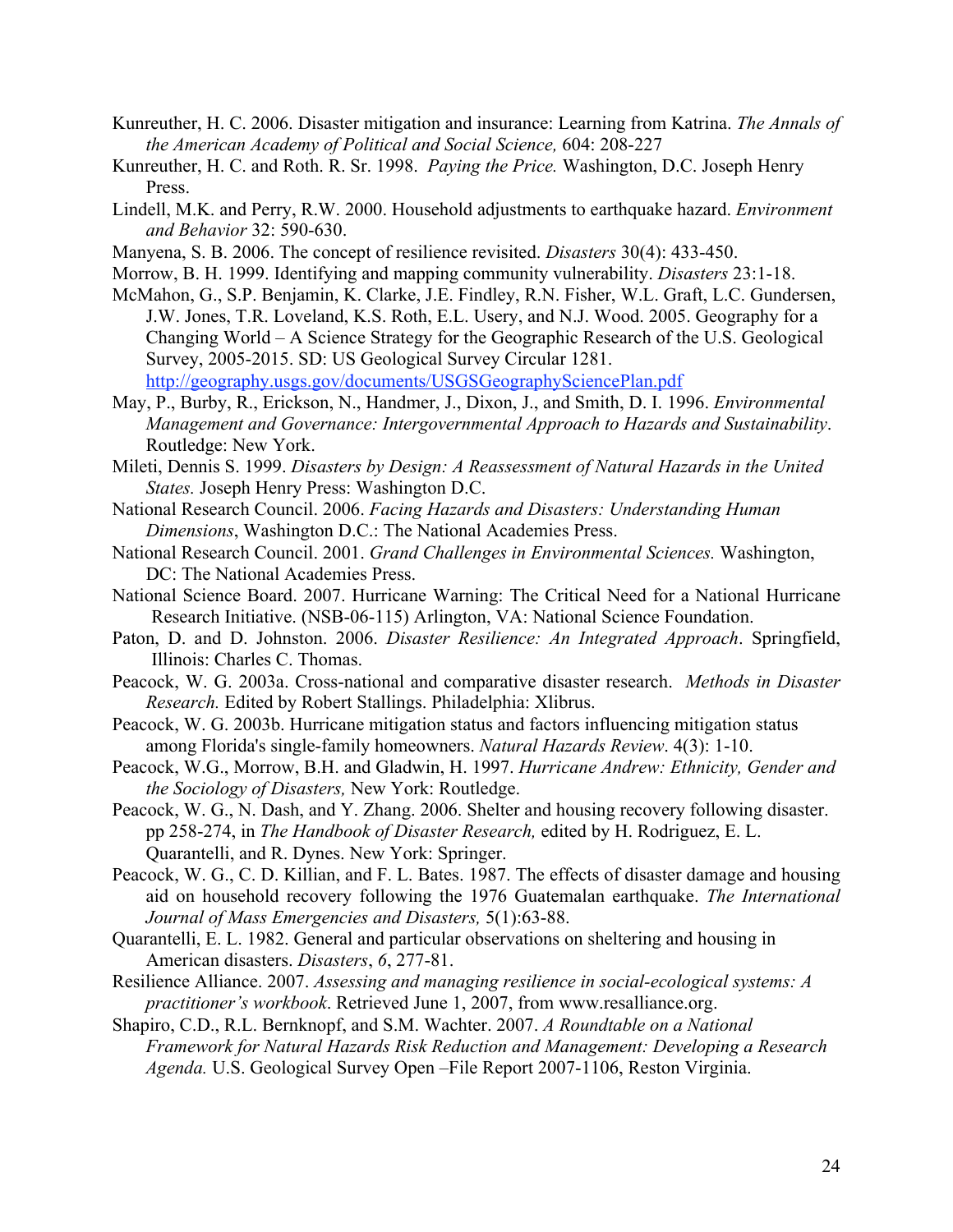Kunreuther, H. C. 2006. Disaster mitigation and insurance: Learning from Katrina. *The Annals of the American Academy of Political and Social Science,* 604: 208-227

Kunreuther, H. C. and Roth. R. Sr. 1998. *Paying the Price.* Washington, D.C. Joseph Henry Press.

Lindell, M.K. and Perry, R.W. 2000. Household adjustments to earthquake hazard. *Environment and Behavior* 32: 590-630.

Manyena, S. B. 2006. The concept of resilience revisited. *Disasters* 30(4): 433-450.

Morrow, B. H. 1999. Identifying and mapping community vulnerability. *Disasters* 23:1-18.

McMahon, G., S.P. Benjamin, K. Clarke, J.E. Findley, R.N. Fisher, W.L. Graft, L.C. Gundersen, J.W. Jones, T.R. Loveland, K.S. Roth, E.L. Usery, and N.J. Wood. 2005. Geography for a Changing World – A Science Strategy for the Geographic Research of the U.S. Geological Survey, 2005-2015. SD: US Geological Survey Circular 1281. http://geography.usgs.gov/documents/USGSGeographySciencePlan.pdf

May, P., Burby, R., Erickson, N., Handmer, J., Dixon, J., and Smith, D. I. 1996. *Environmental Management and Governance: Intergovernmental Approach to Hazards and Sustainability*. Routledge: New York.

Mileti, Dennis S. 1999. *Disasters by Design: A Reassessment of Natural Hazards in the United States.* Joseph Henry Press: Washington D.C.

National Research Council. 2006. *Facing Hazards and Disasters: Understanding Human Dimensions*, Washington D.C.: The National Academies Press.

National Research Council. 2001. *Grand Challenges in Environmental Sciences.* Washington, DC: The National Academies Press.

National Science Board. 2007. Hurricane Warning: The Critical Need for a National Hurricane Research Initiative. (NSB-06-115) Arlington, VA: National Science Foundation.

Paton, D. and D. Johnston. 2006. *Disaster Resilience: An Integrated Approach*. Springfield, Illinois: Charles C. Thomas.

Peacock, W. G. 2003a. Cross-national and comparative disaster research. *Methods in Disaster Research.* Edited by Robert Stallings. Philadelphia: Xlibrus.

Peacock, W. G. 2003b. Hurricane mitigation status and factors influencing mitigation status among Florida's single-family homeowners. *Natural Hazards Review*. 4(3): 1-10.

Peacock, W.G., Morrow, B.H. and Gladwin, H. 1997. *Hurricane Andrew: Ethnicity, Gender and the Sociology of Disasters,* New York: Routledge.

Peacock, W. G., N. Dash, and Y. Zhang. 2006. Shelter and housing recovery following disaster. pp 258-274, in *The Handbook of Disaster Research,* edited by H. Rodriguez, E. L. Quarantelli, and R. Dynes. New York: Springer.

Peacock, W. G., C. D. Killian, and F. L. Bates. 1987. The effects of disaster damage and housing aid on household recovery following the 1976 Guatemalan earthquake. *The International Journal of Mass Emergencies and Disasters,* 5(1):63-88.

Quarantelli, E. L. 1982. General and particular observations on sheltering and housing in American disasters. *Disasters*, *6*, 277-81.

Resilience Alliance. 2007. *Assessing and managing resilience in social-ecological systems: A practitioner's workbook*. Retrieved June 1, 2007, from www.resalliance.org.

Shapiro, C.D., R.L. Bernknopf, and S.M. Wachter. 2007. *A Roundtable on a National Framework for Natural Hazards Risk Reduction and Management: Developing a Research Agenda.* U.S. Geological Survey Open –File Report 2007-1106, Reston Virginia.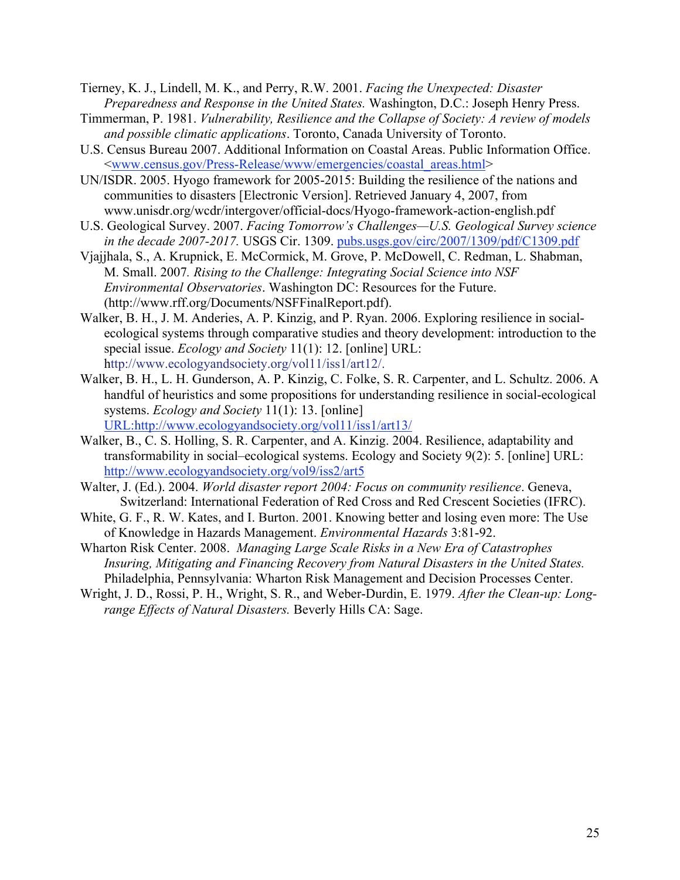Tierney, K. J., Lindell, M. K., and Perry, R.W. 2001. *Facing the Unexpected: Disaster Preparedness and Response in the United States.* Washington, D.C.: Joseph Henry Press.

Timmerman, P. 1981. *Vulnerability, Resilience and the Collapse of Society: A review of models and possible climatic applications*. Toronto, Canada University of Toronto.

U.S. Census Bureau 2007. Additional Information on Coastal Areas. Public Information Office. <www.census.gov/Press-Release/www/emergencies/coastal_areas.html>

UN/ISDR. 2005. Hyogo framework for 2005-2015: Building the resilience of the nations and communities to disasters [Electronic Version]. Retrieved January 4, 2007, from www.unisdr.org/wcdr/intergover/official-docs/Hyogo-framework-action-english.pdf

U.S. Geological Survey. 2007. *Facing Tomorrow's Challenges—U.S. Geological Survey science in the decade 2007-2017.* USGS Cir. 1309. pubs.usgs.gov/circ/2007/1309/pdf/C1309.pdf

Vjajjhala, S., A. Krupnick, E. McCormick, M. Grove, P. McDowell, C. Redman, L. Shabman, M. Small. 2007*. Rising to the Challenge: Integrating Social Science into NSF Environmental Observatories*. Washington DC: Resources for the Future. (http://www.rff.org/Documents/NSFFinalReport.pdf).

Walker, B. H., J. M. Anderies, A. P. Kinzig, and P. Ryan. 2006. Exploring resilience in social-ecological systems through comparative studies and theory development: introduction to the special issue. *Ecology and Society* 11(1): 12. [online] URL: http://www.ecologyandsociety.org/vol11/iss1/art12/.

Walker, B. H., L. H. Gunderson, A. P. Kinzig, C. Folke, S. R. Carpenter, and L. Schultz. 2006. A handful of heuristics and some propositions for understanding resilience in social-ecological systems. *Ecology and Society* 11(1): 13. [online] URL:http://www.ecologyandsociety.org/vol11/iss1/art13/

Walker, B., C. S. Holling, S. R. Carpenter, and A. Kinzig. 2004. Resilience, adaptability and transformability in social–ecological systems. Ecology and Society 9(2): 5. [online] URL: http://www.ecologyandsociety.org/vol9/iss2/art5

Walter, J. (Ed.). 2004. *World disaster report 2004: Focus on community resilience*. Geneva, Switzerland: International Federation of Red Cross and Red Crescent Societies (IFRC).

White, G. F., R. W. Kates, and I. Burton. 2001. Knowing better and losing even more: The Use of Knowledge in Hazards Management. *Environmental Hazards* 3:81-92.

Wharton Risk Center. 2008. *Managing Large Scale Risks in a New Era of Catastrophes Insuring, Mitigating and Financing Recovery from Natural Disasters in the United States.* Philadelphia, Pennsylvania: Wharton Risk Management and Decision Processes Center.

Wright, J. D., Rossi, P. H., Wright, S. R., and Weber-Durdin, E. 1979. *After the Clean-up: Long-range Effects of Natural Disasters.* Beverly Hills CA: Sage.